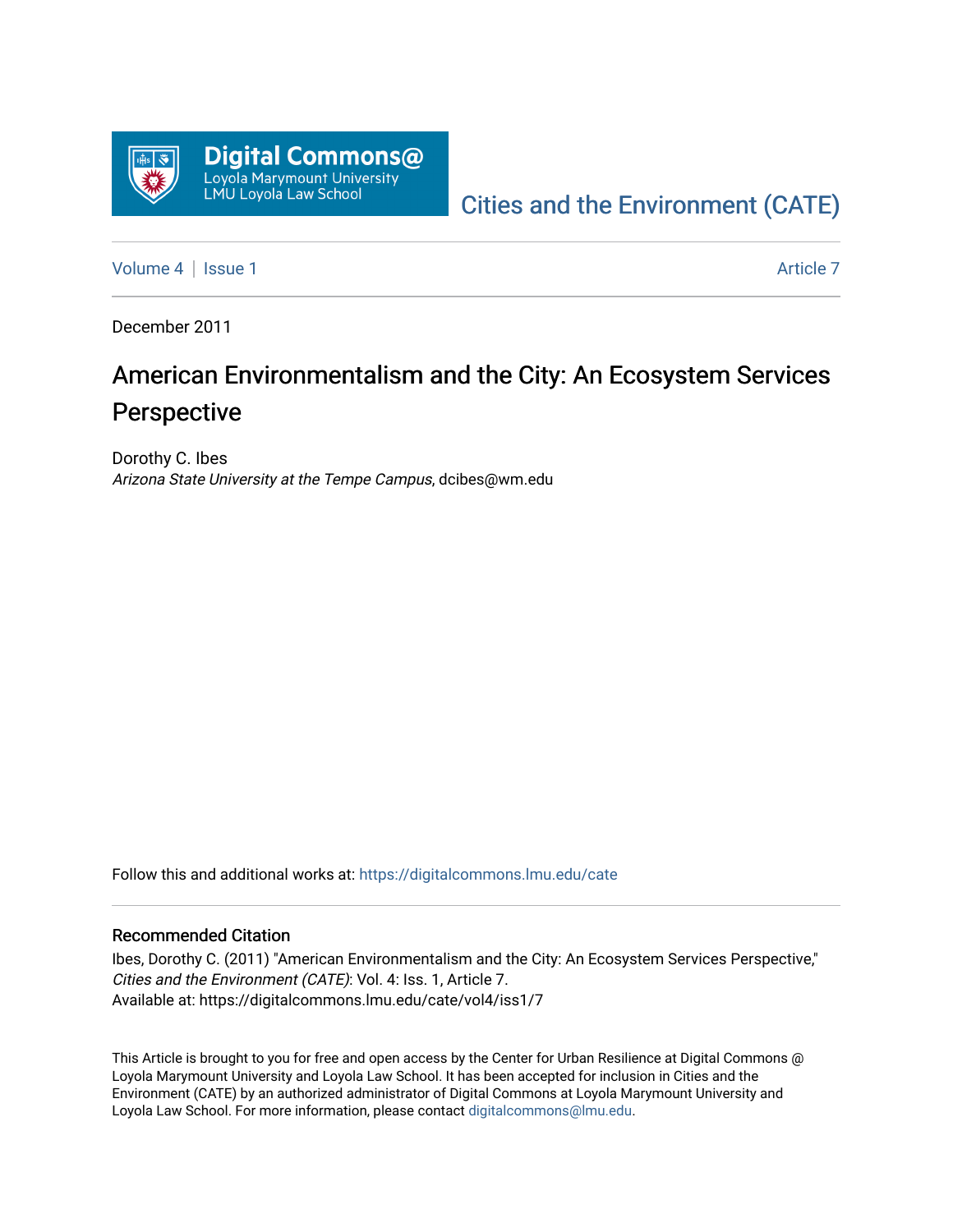Digital Commons@
Loyola Marymount University
LMU Loyola Law School

Cities and the Environment (CATE)

Volume 4 | Issue 1 | Article 7

December 2011

# American Environmentalism and the City: An Ecosystem Services Perspective

Dorothy C. Ibes
*Arizona State University at the Tempe Campus*, dcibes@wm.edu

Follow this and additional works at: https://digitalcommons.lmu.edu/cate

## Recommended Citation

Ibes, Dorothy C. (2011) "American Environmentalism and the City: An Ecosystem Services Perspective," *Cities and the Environment (CATE)*: Vol. 4: Iss. 1, Article 7.
Available at: https://digitalcommons.lmu.edu/cate/vol4/iss1/7

This Article is brought to you for free and open access by the Center for Urban Resilience at Digital Commons @ Loyola Marymount University and Loyola Law School. It has been accepted for inclusion in Cities and the Environment (CATE) by an authorized administrator of Digital Commons at Loyola Marymount University and Loyola Law School. For more information, please contact digitalcommons@lmu.edu.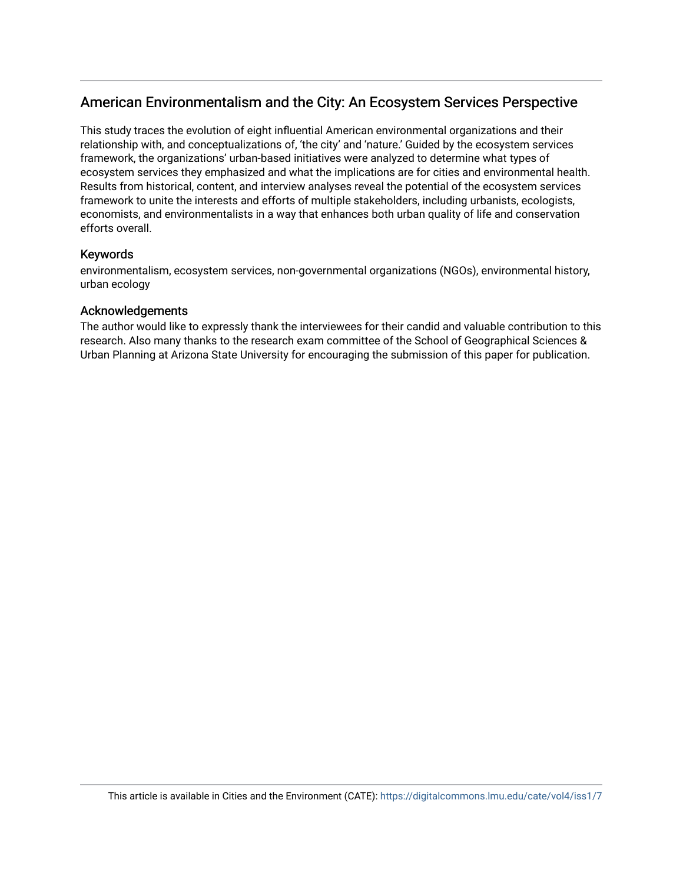## American Environmentalism and the City: An Ecosystem Services Perspective

This study traces the evolution of eight influential American environmental organizations and their relationship with, and conceptualizations of, 'the city' and 'nature.' Guided by the ecosystem services framework, the organizations' urban-based initiatives were analyzed to determine what types of ecosystem services they emphasized and what the implications are for cities and environmental health. Results from historical, content, and interview analyses reveal the potential of the ecosystem services framework to unite the interests and efforts of multiple stakeholders, including urbanists, ecologists, economists, and environmentalists in a way that enhances both urban quality of life and conservation efforts overall.

### Keywords

environmentalism, ecosystem services, non-governmental organizations (NGOs), environmental history, urban ecology

### Acknowledgements

The author would like to expressly thank the interviewees for their candid and valuable contribution to this research. Also many thanks to the research exam committee of the School of Geographical Sciences & Urban Planning at Arizona State University for encouraging the submission of this paper for publication.

This article is available in Cities and the Environment (CATE): https://digitalcommons.lmu.edu/cate/vol4/iss1/7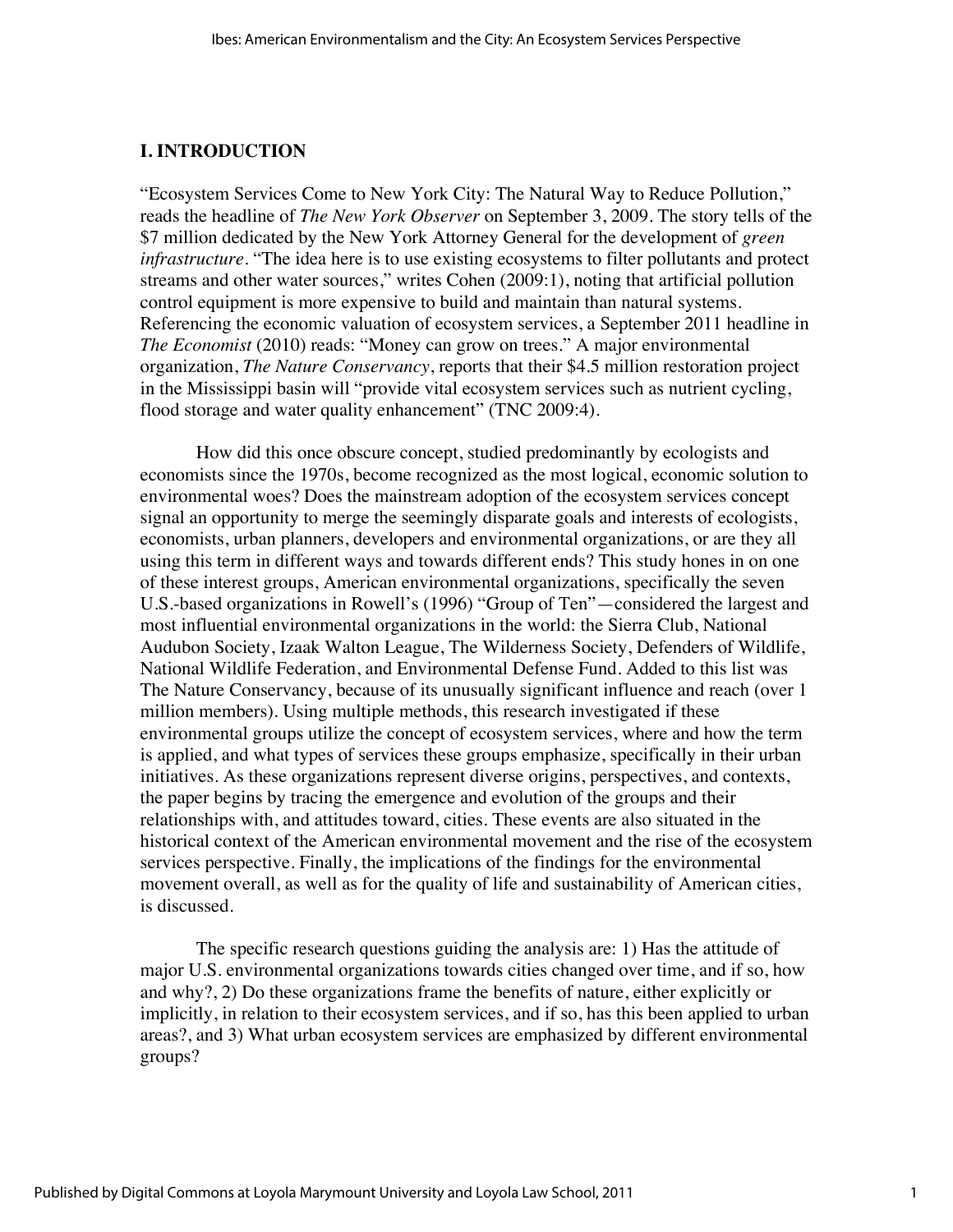## I. INTRODUCTION

"Ecosystem Services Come to New York City: The Natural Way to Reduce Pollution," reads the headline of *The New York Observer* on September 3, 2009. The story tells of the $7 million dedicated by the New York Attorney General for the development of *green infrastructure*. "The idea here is to use existing ecosystems to filter pollutants and protect streams and other water sources," writes Cohen (2009:1), noting that artificial pollution control equipment is more expensive to build and maintain than natural systems. Referencing the economic valuation of ecosystem services, a September 2011 headline in *The Economist* (2010) reads: "Money can grow on trees." A major environmental organization, *The Nature Conservancy*, reports that their $4.5 million restoration project in the Mississippi basin will "provide vital ecosystem services such as nutrient cycling, flood storage and water quality enhancement" (TNC 2009:4).

How did this once obscure concept, studied predominantly by ecologists and economists since the 1970s, become recognized as the most logical, economic solution to environmental woes? Does the mainstream adoption of the ecosystem services concept signal an opportunity to merge the seemingly disparate goals and interests of ecologists, economists, urban planners, developers and environmental organizations, or are they all using this term in different ways and towards different ends? This study hones in on one of these interest groups, American environmental organizations, specifically the seven U.S.-based organizations in Rowell's (1996) "Group of Ten"—considered the largest and most influential environmental organizations in the world: the Sierra Club, National Audubon Society, Izaak Walton League, The Wilderness Society, Defenders of Wildlife, National Wildlife Federation, and Environmental Defense Fund. Added to this list was The Nature Conservancy, because of its unusually significant influence and reach (over 1 million members). Using multiple methods, this research investigated if these environmental groups utilize the concept of ecosystem services, where and how the term is applied, and what types of services these groups emphasize, specifically in their urban initiatives. As these organizations represent diverse origins, perspectives, and contexts, the paper begins by tracing the emergence and evolution of the groups and their relationships with, and attitudes toward, cities. These events are also situated in the historical context of the American environmental movement and the rise of the ecosystem services perspective. Finally, the implications of the findings for the environmental movement overall, as well as for the quality of life and sustainability of American cities, is discussed.

The specific research questions guiding the analysis are: 1) Has the attitude of major U.S. environmental organizations towards cities changed over time, and if so, how and why?, 2) Do these organizations frame the benefits of nature, either explicitly or implicitly, in relation to their ecosystem services, and if so, has this been applied to urban areas?, and 3) What urban ecosystem services are emphasized by different environmental groups?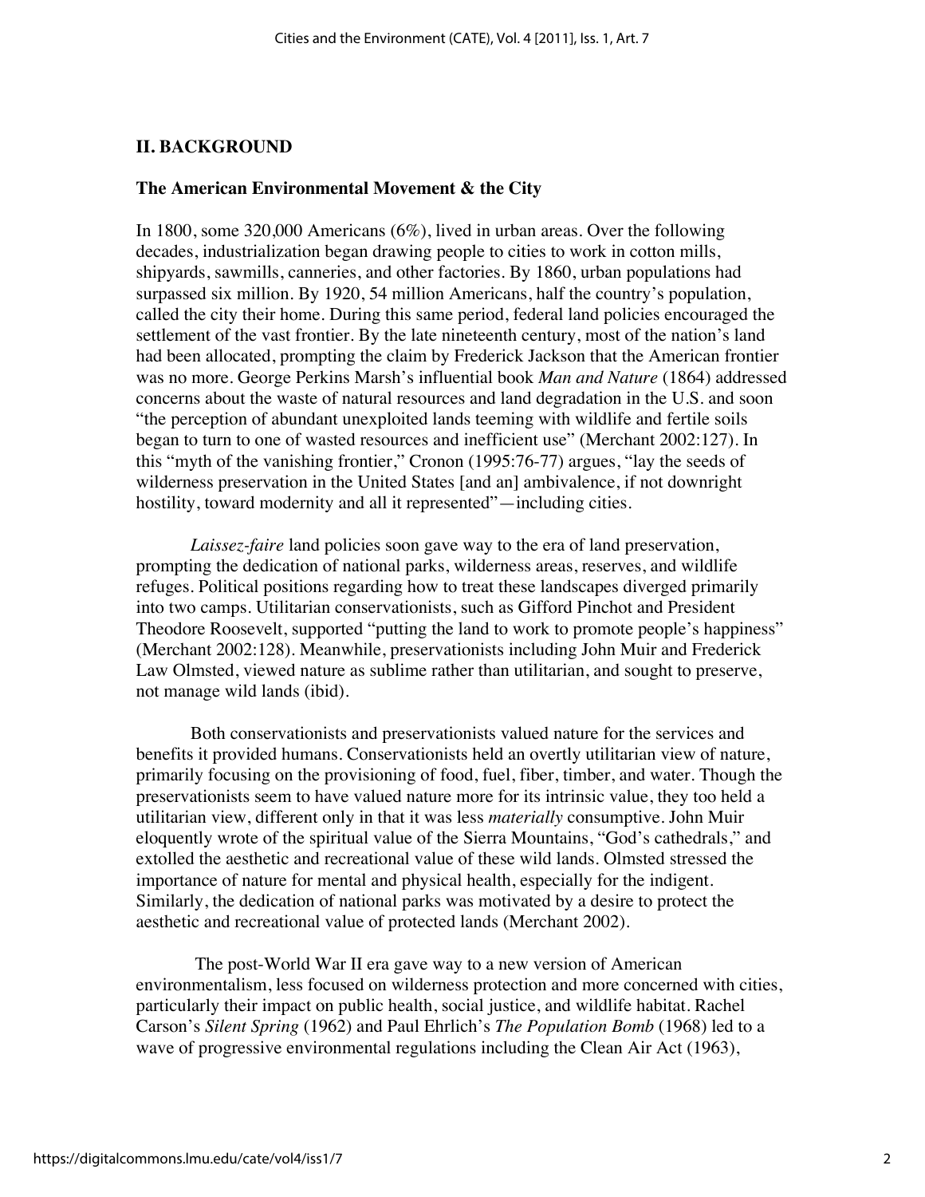## II. BACKGROUND

### The American Environmental Movement & the City

In 1800, some 320,000 Americans (6%), lived in urban areas. Over the following decades, industrialization began drawing people to cities to work in cotton mills, shipyards, sawmills, canneries, and other factories. By 1860, urban populations had surpassed six million. By 1920, 54 million Americans, half the country's population, called the city their home. During this same period, federal land policies encouraged the settlement of the vast frontier. By the late nineteenth century, most of the nation's land had been allocated, prompting the claim by Frederick Jackson that the American frontier was no more. George Perkins Marsh's influential book *Man and Nature* (1864) addressed concerns about the waste of natural resources and land degradation in the U.S. and soon "the perception of abundant unexploited lands teeming with wildlife and fertile soils began to turn to one of wasted resources and inefficient use" (Merchant 2002:127). In this "myth of the vanishing frontier," Cronon (1995:76-77) argues, "lay the seeds of wilderness preservation in the United States [and an] ambivalence, if not downright hostility, toward modernity and all it represented"—including cities.

*Laissez-faire* land policies soon gave way to the era of land preservation, prompting the dedication of national parks, wilderness areas, reserves, and wildlife refuges. Political positions regarding how to treat these landscapes diverged primarily into two camps. Utilitarian conservationists, such as Gifford Pinchot and President Theodore Roosevelt, supported "putting the land to work to promote people's happiness" (Merchant 2002:128). Meanwhile, preservationists including John Muir and Frederick Law Olmsted, viewed nature as sublime rather than utilitarian, and sought to preserve, not manage wild lands (ibid).

Both conservationists and preservationists valued nature for the services and benefits it provided humans. Conservationists held an overtly utilitarian view of nature, primarily focusing on the provisioning of food, fuel, fiber, timber, and water. Though the preservationists seem to have valued nature more for its intrinsic value, they too held a utilitarian view, different only in that it was less *materially* consumptive. John Muir eloquently wrote of the spiritual value of the Sierra Mountains, "God's cathedrals," and extolled the aesthetic and recreational value of these wild lands. Olmsted stressed the importance of nature for mental and physical health, especially for the indigent. Similarly, the dedication of national parks was motivated by a desire to protect the aesthetic and recreational value of protected lands (Merchant 2002).

The post-World War II era gave way to a new version of American environmentalism, less focused on wilderness protection and more concerned with cities, particularly their impact on public health, social justice, and wildlife habitat. Rachel Carson's *Silent Spring* (1962) and Paul Ehrlich's *The Population Bomb* (1968) led to a wave of progressive environmental regulations including the Clean Air Act (1963),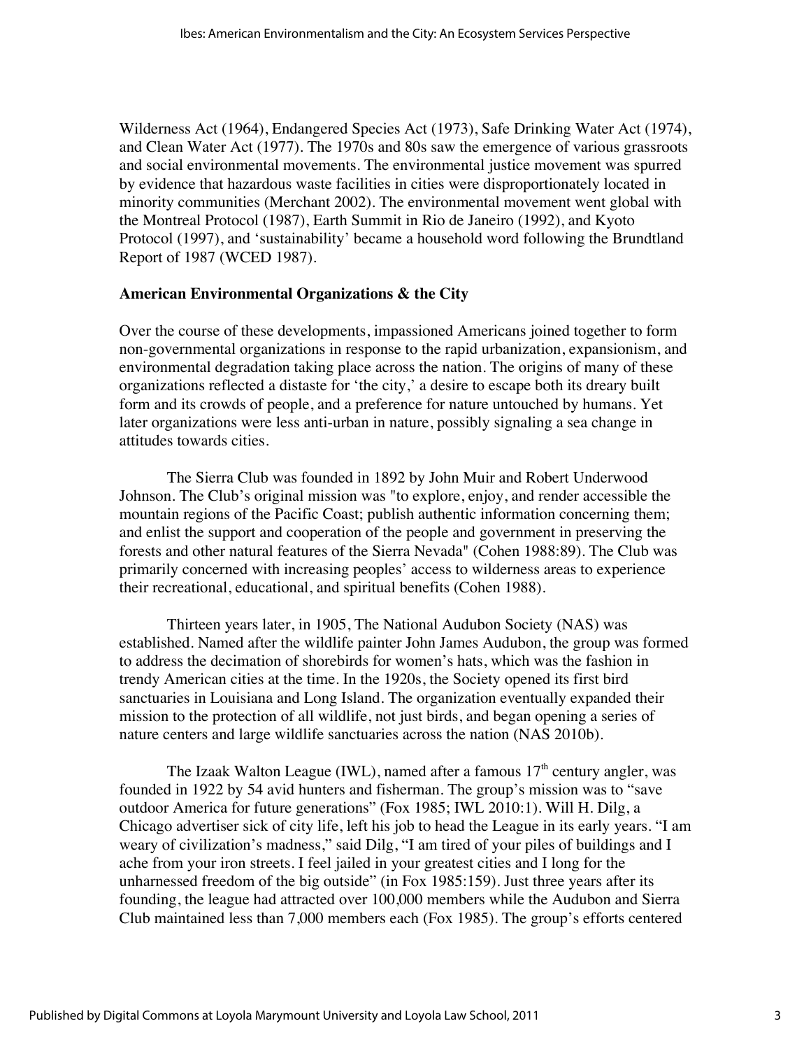Wilderness Act (1964), Endangered Species Act (1973), Safe Drinking Water Act (1974), and Clean Water Act (1977). The 1970s and 80s saw the emergence of various grassroots and social environmental movements. The environmental justice movement was spurred by evidence that hazardous waste facilities in cities were disproportionately located in minority communities (Merchant 2002). The environmental movement went global with the Montreal Protocol (1987), Earth Summit in Rio de Janeiro (1992), and Kyoto Protocol (1997), and 'sustainability' became a household word following the Brundtland Report of 1987 (WCED 1987).

**American Environmental Organizations & the City**

Over the course of these developments, impassioned Americans joined together to form non-governmental organizations in response to the rapid urbanization, expansionism, and environmental degradation taking place across the nation. The origins of many of these organizations reflected a distaste for 'the city,' a desire to escape both its dreary built form and its crowds of people, and a preference for nature untouched by humans. Yet later organizations were less anti-urban in nature, possibly signaling a sea change in attitudes towards cities.

The Sierra Club was founded in 1892 by John Muir and Robert Underwood Johnson. The Club's original mission was "to explore, enjoy, and render accessible the mountain regions of the Pacific Coast; publish authentic information concerning them; and enlist the support and cooperation of the people and government in preserving the forests and other natural features of the Sierra Nevada" (Cohen 1988:89). The Club was primarily concerned with increasing peoples' access to wilderness areas to experience their recreational, educational, and spiritual benefits (Cohen 1988).

Thirteen years later, in 1905, The National Audubon Society (NAS) was established. Named after the wildlife painter John James Audubon, the group was formed to address the decimation of shorebirds for women's hats, which was the fashion in trendy American cities at the time. In the 1920s, the Society opened its first bird sanctuaries in Louisiana and Long Island. The organization eventually expanded their mission to the protection of all wildlife, not just birds, and began opening a series of nature centers and large wildlife sanctuaries across the nation (NAS 2010b).

The Izaak Walton League (IWL), named after a famous 17th century angler, was founded in 1922 by 54 avid hunters and fisherman. The group's mission was to "save outdoor America for future generations" (Fox 1985; IWL 2010:1). Will H. Dilg, a Chicago advertiser sick of city life, left his job to head the League in its early years. "I am weary of civilization's madness," said Dilg, "I am tired of your piles of buildings and I ache from your iron streets. I feel jailed in your greatest cities and I long for the unharnessed freedom of the big outside" (in Fox 1985:159). Just three years after its founding, the league had attracted over 100,000 members while the Audubon and Sierra Club maintained less than 7,000 members each (Fox 1985). The group's efforts centered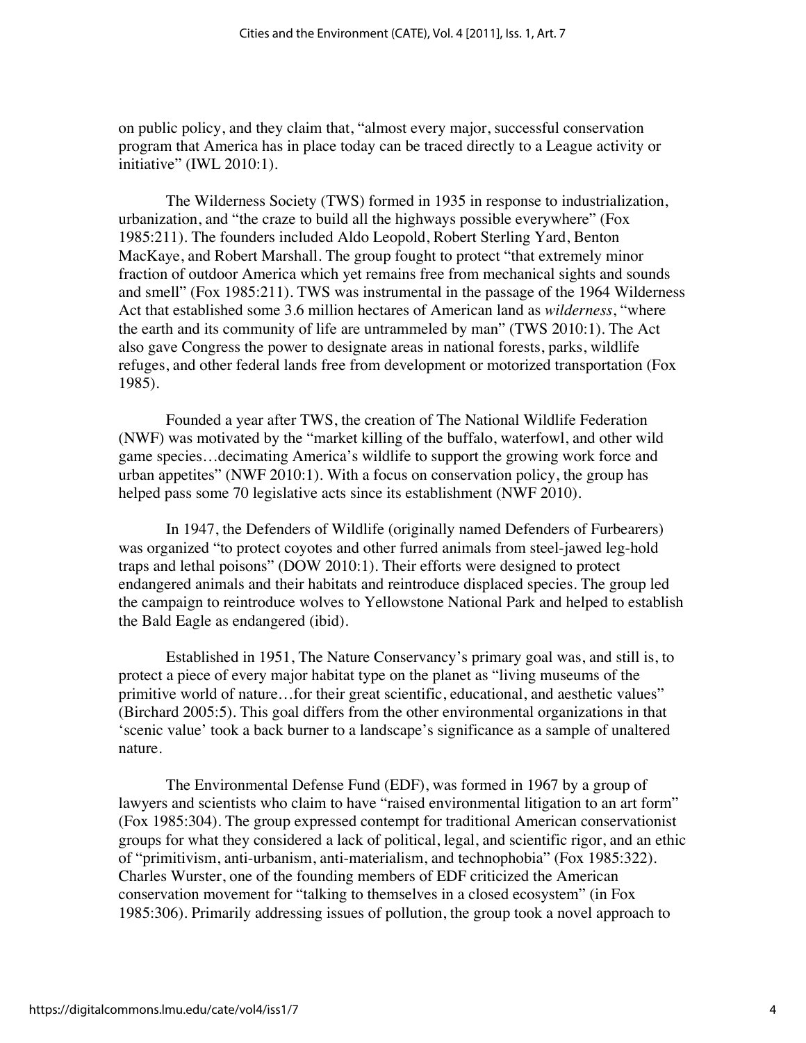on public policy, and they claim that, "almost every major, successful conservation program that America has in place today can be traced directly to a League activity or initiative" (IWL 2010:1).

The Wilderness Society (TWS) formed in 1935 in response to industrialization, urbanization, and "the craze to build all the highways possible everywhere" (Fox 1985:211). The founders included Aldo Leopold, Robert Sterling Yard, Benton MacKaye, and Robert Marshall. The group fought to protect "that extremely minor fraction of outdoor America which yet remains free from mechanical sights and sounds and smell" (Fox 1985:211). TWS was instrumental in the passage of the 1964 Wilderness Act that established some 3.6 million hectares of American land as *wilderness*, "where the earth and its community of life are untrammeled by man" (TWS 2010:1). The Act also gave Congress the power to designate areas in national forests, parks, wildlife refuges, and other federal lands free from development or motorized transportation (Fox 1985).

Founded a year after TWS, the creation of The National Wildlife Federation (NWF) was motivated by the "market killing of the buffalo, waterfowl, and other wild game species…decimating America's wildlife to support the growing work force and urban appetites" (NWF 2010:1). With a focus on conservation policy, the group has helped pass some 70 legislative acts since its establishment (NWF 2010).

In 1947, the Defenders of Wildlife (originally named Defenders of Furbearers) was organized "to protect coyotes and other furred animals from steel-jawed leg-hold traps and lethal poisons" (DOW 2010:1). Their efforts were designed to protect endangered animals and their habitats and reintroduce displaced species. The group led the campaign to reintroduce wolves to Yellowstone National Park and helped to establish the Bald Eagle as endangered (ibid).

Established in 1951, The Nature Conservancy's primary goal was, and still is, to protect a piece of every major habitat type on the planet as "living museums of the primitive world of nature…for their great scientific, educational, and aesthetic values" (Birchard 2005:5). This goal differs from the other environmental organizations in that 'scenic value' took a back burner to a landscape's significance as a sample of unaltered nature.

The Environmental Defense Fund (EDF), was formed in 1967 by a group of lawyers and scientists who claim to have "raised environmental litigation to an art form" (Fox 1985:304). The group expressed contempt for traditional American conservationist groups for what they considered a lack of political, legal, and scientific rigor, and an ethic of "primitivism, anti-urbanism, anti-materialism, and technophobia" (Fox 1985:322). Charles Wurster, one of the founding members of EDF criticized the American conservation movement for "talking to themselves in a closed ecosystem" (in Fox 1985:306). Primarily addressing issues of pollution, the group took a novel approach to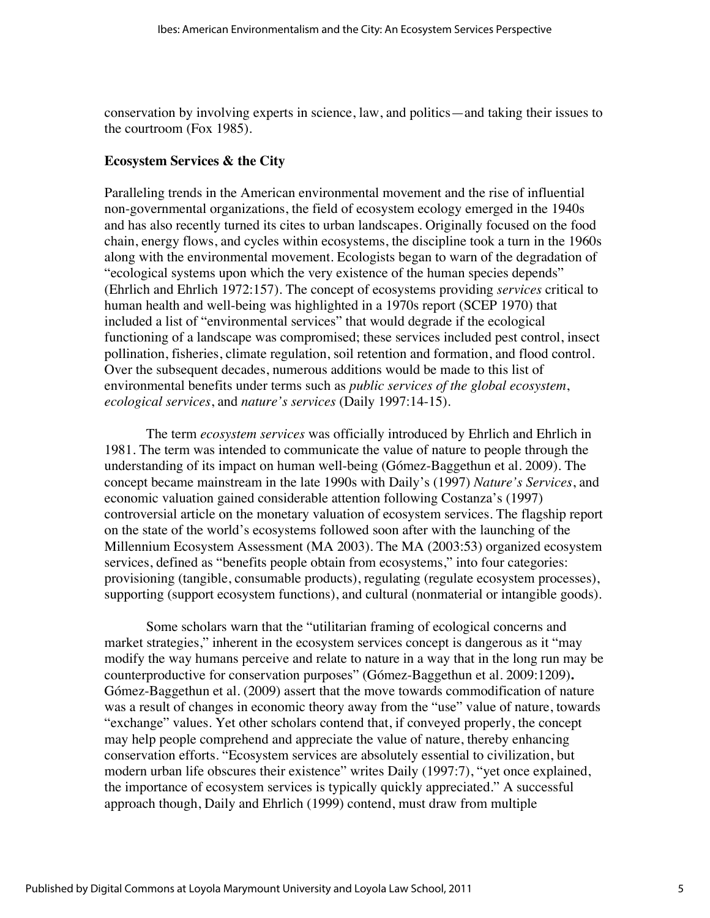conservation by involving experts in science, law, and politics—and taking their issues to the courtroom (Fox 1985).

## Ecosystem Services & the City

Paralleling trends in the American environmental movement and the rise of influential non-governmental organizations, the field of ecosystem ecology emerged in the 1940s and has also recently turned its cites to urban landscapes. Originally focused on the food chain, energy flows, and cycles within ecosystems, the discipline took a turn in the 1960s along with the environmental movement. Ecologists began to warn of the degradation of "ecological systems upon which the very existence of the human species depends" (Ehrlich and Ehrlich 1972:157). The concept of ecosystems providing *services* critical to human health and well-being was highlighted in a 1970s report (SCEP 1970) that included a list of "environmental services" that would degrade if the ecological functioning of a landscape was compromised; these services included pest control, insect pollination, fisheries, climate regulation, soil retention and formation, and flood control. Over the subsequent decades, numerous additions would be made to this list of environmental benefits under terms such as *public services of the global ecosystem*, *ecological services*, and *nature's services* (Daily 1997:14-15).

The term *ecosystem services* was officially introduced by Ehrlich and Ehrlich in 1981. The term was intended to communicate the value of nature to people through the understanding of its impact on human well-being (Gómez-Baggethun et al. 2009). The concept became mainstream in the late 1990s with Daily's (1997) *Nature's Services*, and economic valuation gained considerable attention following Costanza's (1997) controversial article on the monetary valuation of ecosystem services. The flagship report on the state of the world's ecosystems followed soon after with the launching of the Millennium Ecosystem Assessment (MA 2003). The MA (2003:53) organized ecosystem services, defined as "benefits people obtain from ecosystems," into four categories: provisioning (tangible, consumable products), regulating (regulate ecosystem processes), supporting (support ecosystem functions), and cultural (nonmaterial or intangible goods).

Some scholars warn that the "utilitarian framing of ecological concerns and market strategies," inherent in the ecosystem services concept is dangerous as it "may modify the way humans perceive and relate to nature in a way that in the long run may be counterproductive for conservation purposes" (Gómez-Baggethun et al. 2009:1209). Gómez-Baggethun et al. (2009) assert that the move towards commodification of nature was a result of changes in economic theory away from the "use" value of nature, towards "exchange" values. Yet other scholars contend that, if conveyed properly, the concept may help people comprehend and appreciate the value of nature, thereby enhancing conservation efforts. "Ecosystem services are absolutely essential to civilization, but modern urban life obscures their existence" writes Daily (1997:7), "yet once explained, the importance of ecosystem services is typically quickly appreciated." A successful approach though, Daily and Ehrlich (1999) contend, must draw from multiple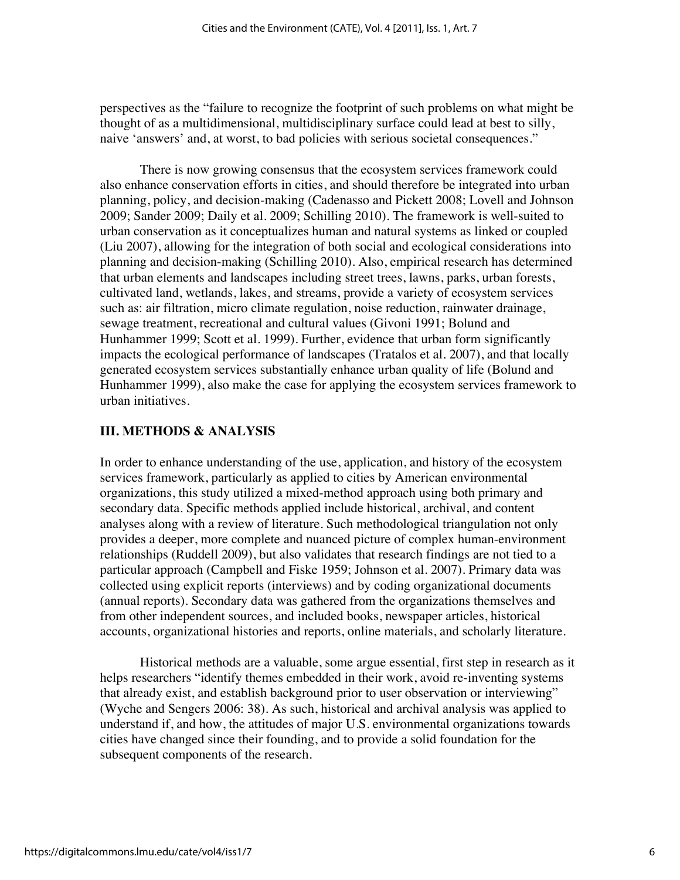perspectives as the "failure to recognize the footprint of such problems on what might be thought of as a multidimensional, multidisciplinary surface could lead at best to silly, naive 'answers' and, at worst, to bad policies with serious societal consequences."

There is now growing consensus that the ecosystem services framework could also enhance conservation efforts in cities, and should therefore be integrated into urban planning, policy, and decision-making (Cadenasso and Pickett 2008; Lovell and Johnson 2009; Sander 2009; Daily et al. 2009; Schilling 2010). The framework is well-suited to urban conservation as it conceptualizes human and natural systems as linked or coupled (Liu 2007), allowing for the integration of both social and ecological considerations into planning and decision-making (Schilling 2010). Also, empirical research has determined that urban elements and landscapes including street trees, lawns, parks, urban forests, cultivated land, wetlands, lakes, and streams, provide a variety of ecosystem services such as: air filtration, micro climate regulation, noise reduction, rainwater drainage, sewage treatment, recreational and cultural values (Givoni 1991; Bolund and Hunhammer 1999; Scott et al. 1999). Further, evidence that urban form significantly impacts the ecological performance of landscapes (Tratalos et al. 2007), and that locally generated ecosystem services substantially enhance urban quality of life (Bolund and Hunhammer 1999), also make the case for applying the ecosystem services framework to urban initiatives.

## III. METHODS & ANALYSIS

In order to enhance understanding of the use, application, and history of the ecosystem services framework, particularly as applied to cities by American environmental organizations, this study utilized a mixed-method approach using both primary and secondary data. Specific methods applied include historical, archival, and content analyses along with a review of literature. Such methodological triangulation not only provides a deeper, more complete and nuanced picture of complex human-environment relationships (Ruddell 2009), but also validates that research findings are not tied to a particular approach (Campbell and Fiske 1959; Johnson et al. 2007). Primary data was collected using explicit reports (interviews) and by coding organizational documents (annual reports). Secondary data was gathered from the organizations themselves and from other independent sources, and included books, newspaper articles, historical accounts, organizational histories and reports, online materials, and scholarly literature.

Historical methods are a valuable, some argue essential, first step in research as it helps researchers "identify themes embedded in their work, avoid re-inventing systems that already exist, and establish background prior to user observation or interviewing" (Wyche and Sengers 2006: 38). As such, historical and archival analysis was applied to understand if, and how, the attitudes of major U.S. environmental organizations towards cities have changed since their founding, and to provide a solid foundation for the subsequent components of the research.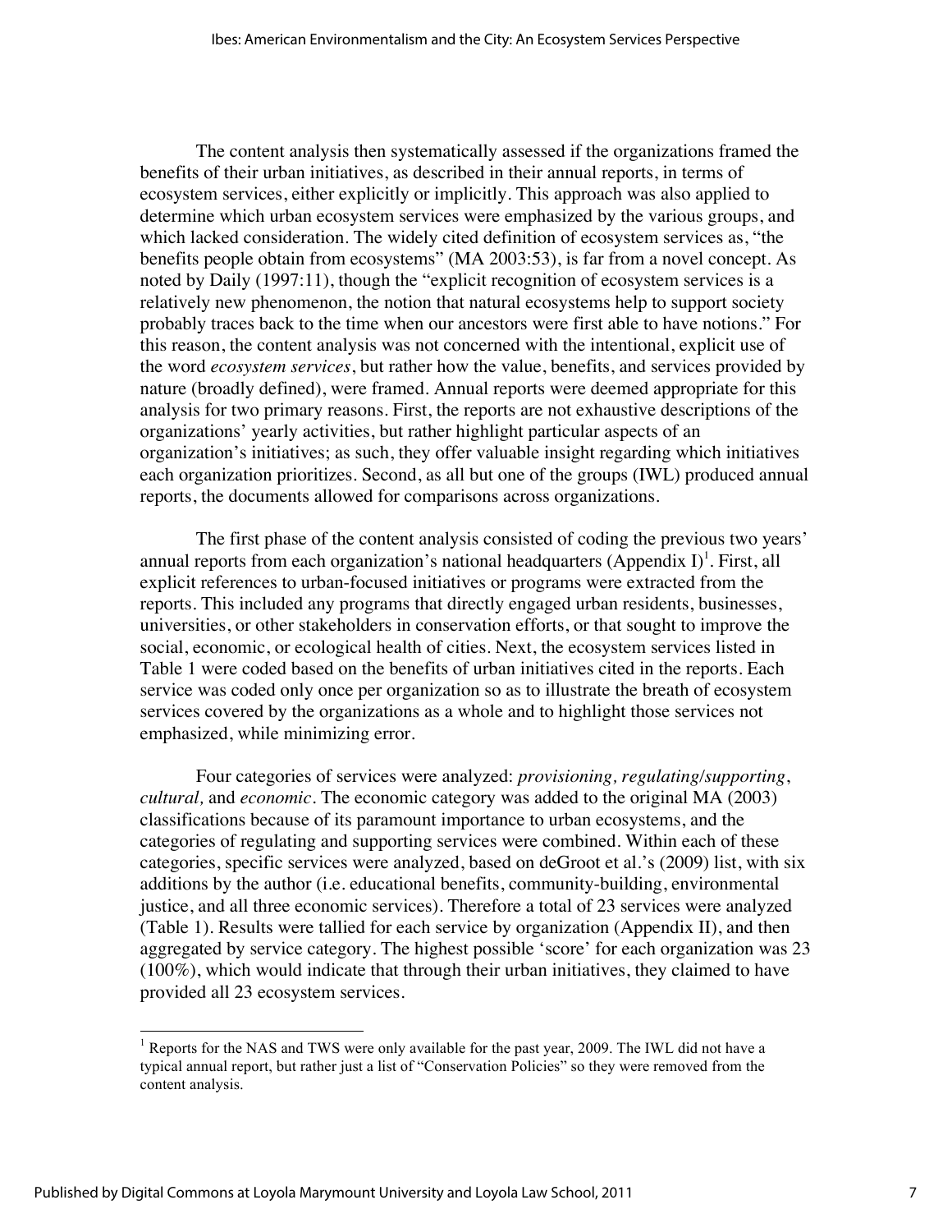The content analysis then systematically assessed if the organizations framed the benefits of their urban initiatives, as described in their annual reports, in terms of ecosystem services, either explicitly or implicitly. This approach was also applied to determine which urban ecosystem services were emphasized by the various groups, and which lacked consideration. The widely cited definition of ecosystem services as, "the benefits people obtain from ecosystems" (MA 2003:53), is far from a novel concept. As noted by Daily (1997:11), though the "explicit recognition of ecosystem services is a relatively new phenomenon, the notion that natural ecosystems help to support society probably traces back to the time when our ancestors were first able to have notions." For this reason, the content analysis was not concerned with the intentional, explicit use of the word *ecosystem services*, but rather how the value, benefits, and services provided by nature (broadly defined), were framed. Annual reports were deemed appropriate for this analysis for two primary reasons. First, the reports are not exhaustive descriptions of the organizations' yearly activities, but rather highlight particular aspects of an organization's initiatives; as such, they offer valuable insight regarding which initiatives each organization prioritizes. Second, as all but one of the groups (IWL) produced annual reports, the documents allowed for comparisons across organizations.

The first phase of the content analysis consisted of coding the previous two years' annual reports from each organization's national headquarters (Appendix I)[1]. First, all explicit references to urban-focused initiatives or programs were extracted from the reports. This included any programs that directly engaged urban residents, businesses, universities, or other stakeholders in conservation efforts, or that sought to improve the social, economic, or ecological health of cities. Next, the ecosystem services listed in Table 1 were coded based on the benefits of urban initiatives cited in the reports. Each service was coded only once per organization so as to illustrate the breath of ecosystem services covered by the organizations as a whole and to highlight those services not emphasized, while minimizing error.

Four categories of services were analyzed: *provisioning, regulating/supporting*, *cultural,* and *economic*. The economic category was added to the original MA (2003) classifications because of its paramount importance to urban ecosystems, and the categories of regulating and supporting services were combined. Within each of these categories, specific services were analyzed, based on deGroot et al.'s (2009) list, with six additions by the author (i.e. educational benefits, community-building, environmental justice, and all three economic services). Therefore a total of 23 services were analyzed (Table 1). Results were tallied for each service by organization (Appendix II), and then aggregated by service category. The highest possible 'score' for each organization was 23 (100%), which would indicate that through their urban initiatives, they claimed to have provided all 23 ecosystem services.

[1] Reports for the NAS and TWS were only available for the past year, 2009. The IWL did not have a typical annual report, but rather just a list of "Conservation Policies" so they were removed from the content analysis.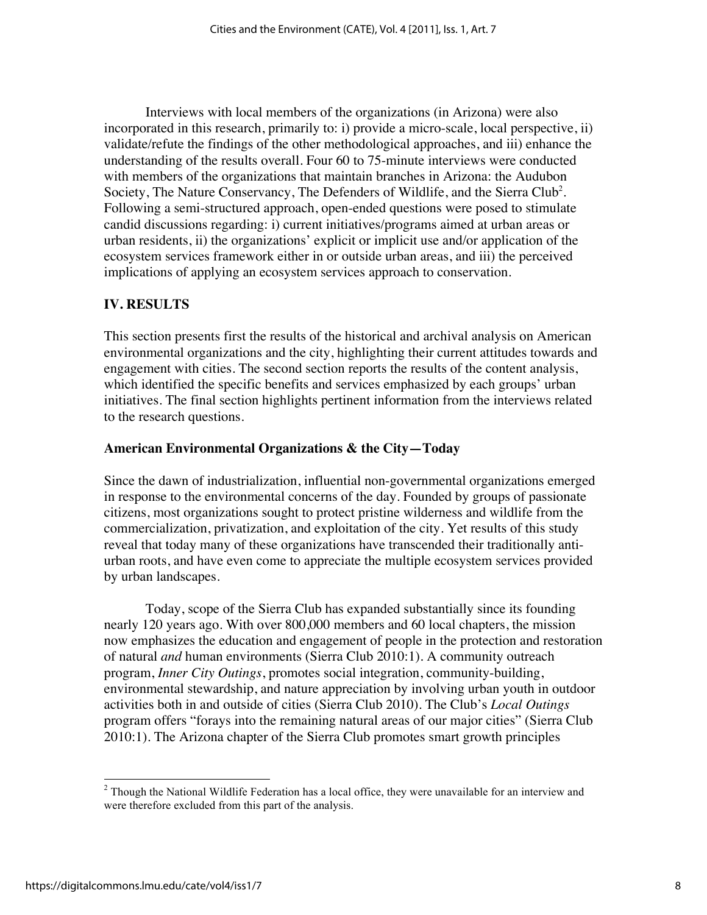Interviews with local members of the organizations (in Arizona) were also incorporated in this research, primarily to: i) provide a micro-scale, local perspective, ii) validate/refute the findings of the other methodological approaches, and iii) enhance the understanding of the results overall. Four 60 to 75-minute interviews were conducted with members of the organizations that maintain branches in Arizona: the Audubon Society, The Nature Conservancy, The Defenders of Wildlife, and the Sierra Club[2]. Following a semi-structured approach, open-ended questions were posed to stimulate candid discussions regarding: i) current initiatives/programs aimed at urban areas or urban residents, ii) the organizations' explicit or implicit use and/or application of the ecosystem services framework either in or outside urban areas, and iii) the perceived implications of applying an ecosystem services approach to conservation.

## IV. RESULTS

This section presents first the results of the historical and archival analysis on American environmental organizations and the city, highlighting their current attitudes towards and engagement with cities. The second section reports the results of the content analysis, which identified the specific benefits and services emphasized by each groups' urban initiatives. The final section highlights pertinent information from the interviews related to the research questions.

### American Environmental Organizations & the City—Today

Since the dawn of industrialization, influential non-governmental organizations emerged in response to the environmental concerns of the day. Founded by groups of passionate citizens, most organizations sought to protect pristine wilderness and wildlife from the commercialization, privatization, and exploitation of the city. Yet results of this study reveal that today many of these organizations have transcended their traditionally anti-urban roots, and have even come to appreciate the multiple ecosystem services provided by urban landscapes.

Today, scope of the Sierra Club has expanded substantially since its founding nearly 120 years ago. With over 800,000 members and 60 local chapters, the mission now emphasizes the education and engagement of people in the protection and restoration of natural *and* human environments (Sierra Club 2010:1). A community outreach program, *Inner City Outings*, promotes social integration, community-building, environmental stewardship, and nature appreciation by involving urban youth in outdoor activities both in and outside of cities (Sierra Club 2010). The Club's *Local Outings* program offers "forays into the remaining natural areas of our major cities" (Sierra Club 2010:1). The Arizona chapter of the Sierra Club promotes smart growth principles

[2] Though the National Wildlife Federation has a local office, they were unavailable for an interview and were therefore excluded from this part of the analysis.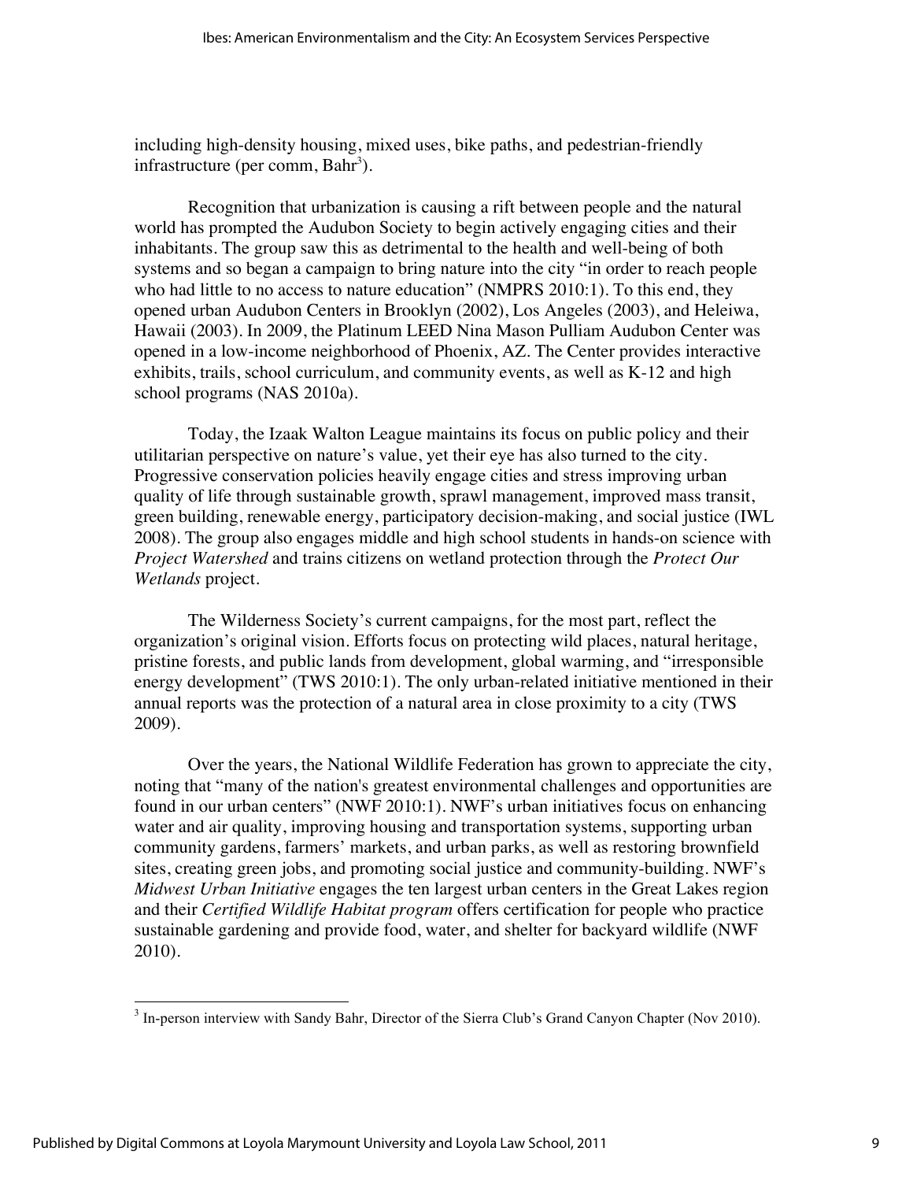including high-density housing, mixed uses, bike paths, and pedestrian-friendly infrastructure (per comm, Bahr[3]).

Recognition that urbanization is causing a rift between people and the natural world has prompted the Audubon Society to begin actively engaging cities and their inhabitants. The group saw this as detrimental to the health and well-being of both systems and so began a campaign to bring nature into the city "in order to reach people who had little to no access to nature education" (NMPRS 2010:1). To this end, they opened urban Audubon Centers in Brooklyn (2002), Los Angeles (2003), and Heleiwa, Hawaii (2003). In 2009, the Platinum LEED Nina Mason Pulliam Audubon Center was opened in a low-income neighborhood of Phoenix, AZ. The Center provides interactive exhibits, trails, school curriculum, and community events, as well as K-12 and high school programs (NAS 2010a).

Today, the Izaak Walton League maintains its focus on public policy and their utilitarian perspective on nature's value, yet their eye has also turned to the city. Progressive conservation policies heavily engage cities and stress improving urban quality of life through sustainable growth, sprawl management, improved mass transit, green building, renewable energy, participatory decision-making, and social justice (IWL 2008). The group also engages middle and high school students in hands-on science with *Project Watershed* and trains citizens on wetland protection through the *Protect Our Wetlands* project.

The Wilderness Society's current campaigns, for the most part, reflect the organization's original vision. Efforts focus on protecting wild places, natural heritage, pristine forests, and public lands from development, global warming, and "irresponsible energy development" (TWS 2010:1). The only urban-related initiative mentioned in their annual reports was the protection of a natural area in close proximity to a city (TWS 2009).

Over the years, the National Wildlife Federation has grown to appreciate the city, noting that "many of the nation's greatest environmental challenges and opportunities are found in our urban centers" (NWF 2010:1). NWF's urban initiatives focus on enhancing water and air quality, improving housing and transportation systems, supporting urban community gardens, farmers' markets, and urban parks, as well as restoring brownfield sites, creating green jobs, and promoting social justice and community-building. NWF's *Midwest Urban Initiative* engages the ten largest urban centers in the Great Lakes region and their *Certified Wildlife Habitat program* offers certification for people who practice sustainable gardening and provide food, water, and shelter for backyard wildlife (NWF 2010).

[3] In-person interview with Sandy Bahr, Director of the Sierra Club's Grand Canyon Chapter (Nov 2010).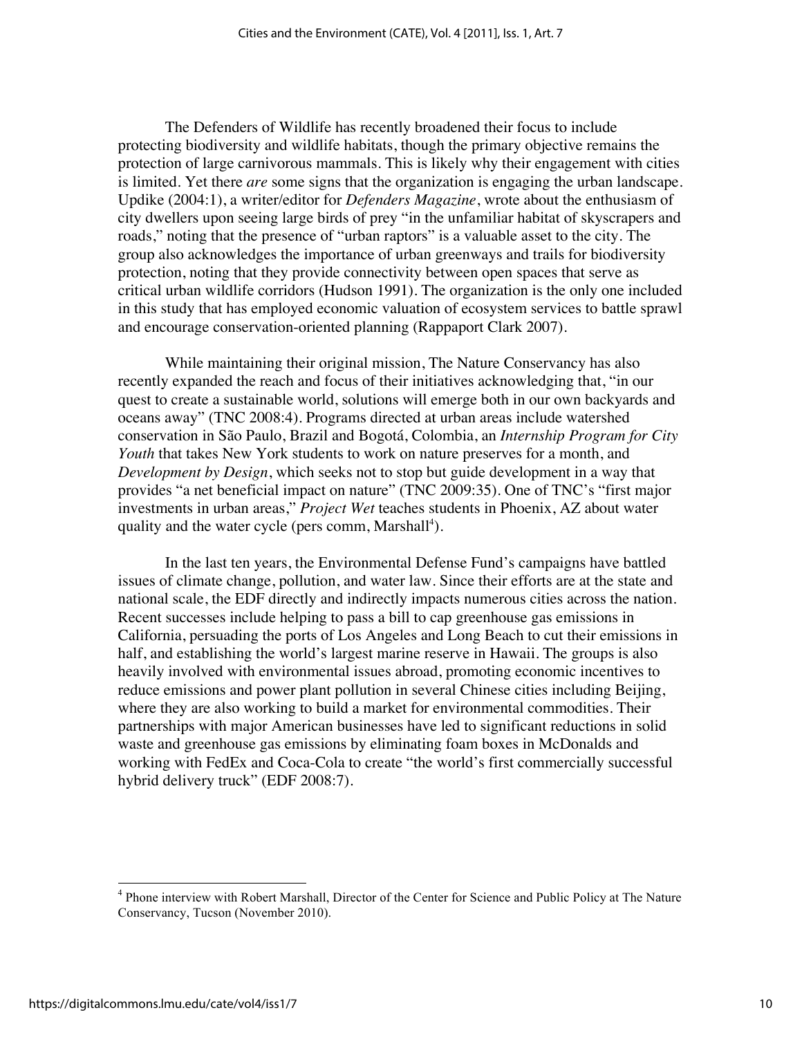The Defenders of Wildlife has recently broadened their focus to include protecting biodiversity and wildlife habitats, though the primary objective remains the protection of large carnivorous mammals. This is likely why their engagement with cities is limited. Yet there *are* some signs that the organization is engaging the urban landscape. Updike (2004:1), a writer/editor for *Defenders Magazine*, wrote about the enthusiasm of city dwellers upon seeing large birds of prey "in the unfamiliar habitat of skyscrapers and roads," noting that the presence of "urban raptors" is a valuable asset to the city. The group also acknowledges the importance of urban greenways and trails for biodiversity protection, noting that they provide connectivity between open spaces that serve as critical urban wildlife corridors (Hudson 1991). The organization is the only one included in this study that has employed economic valuation of ecosystem services to battle sprawl and encourage conservation-oriented planning (Rappaport Clark 2007).

While maintaining their original mission, The Nature Conservancy has also recently expanded the reach and focus of their initiatives acknowledging that, "in our quest to create a sustainable world, solutions will emerge both in our own backyards and oceans away" (TNC 2008:4). Programs directed at urban areas include watershed conservation in São Paulo, Brazil and Bogotá, Colombia, an *Internship Program for City Youth* that takes New York students to work on nature preserves for a month, and *Development by Design*, which seeks not to stop but guide development in a way that provides "a net beneficial impact on nature" (TNC 2009:35). One of TNC's "first major investments in urban areas," *Project Wet* teaches students in Phoenix, AZ about water quality and the water cycle (pers comm, Marshall[4]).

In the last ten years, the Environmental Defense Fund's campaigns have battled issues of climate change, pollution, and water law. Since their efforts are at the state and national scale, the EDF directly and indirectly impacts numerous cities across the nation. Recent successes include helping to pass a bill to cap greenhouse gas emissions in California, persuading the ports of Los Angeles and Long Beach to cut their emissions in half, and establishing the world's largest marine reserve in Hawaii. The groups is also heavily involved with environmental issues abroad, promoting economic incentives to reduce emissions and power plant pollution in several Chinese cities including Beijing, where they are also working to build a market for environmental commodities. Their partnerships with major American businesses have led to significant reductions in solid waste and greenhouse gas emissions by eliminating foam boxes in McDonalds and working with FedEx and Coca-Cola to create "the world's first commercially successful hybrid delivery truck" (EDF 2008:7).

[4] Phone interview with Robert Marshall, Director of the Center for Science and Public Policy at The Nature Conservancy, Tucson (November 2010).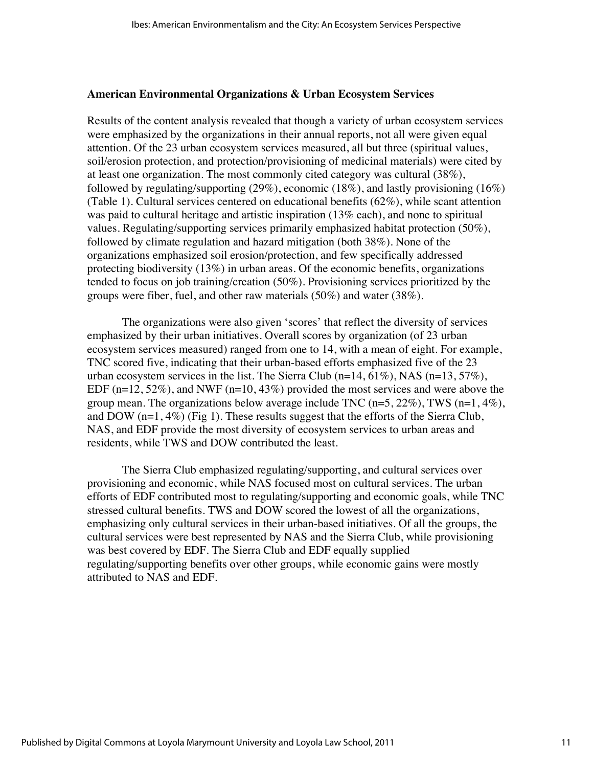## American Environmental Organizations & Urban Ecosystem Services

Results of the content analysis revealed that though a variety of urban ecosystem services were emphasized by the organizations in their annual reports, not all were given equal attention. Of the 23 urban ecosystem services measured, all but three (spiritual values, soil/erosion protection, and protection/provisioning of medicinal materials) were cited by at least one organization. The most commonly cited category was cultural (38%), followed by regulating/supporting (29%), economic (18%), and lastly provisioning (16%) (Table 1). Cultural services centered on educational benefits (62%), while scant attention was paid to cultural heritage and artistic inspiration (13% each), and none to spiritual values. Regulating/supporting services primarily emphasized habitat protection (50%), followed by climate regulation and hazard mitigation (both 38%). None of the organizations emphasized soil erosion/protection, and few specifically addressed protecting biodiversity (13%) in urban areas. Of the economic benefits, organizations tended to focus on job training/creation (50%). Provisioning services prioritized by the groups were fiber, fuel, and other raw materials (50%) and water (38%).

The organizations were also given 'scores' that reflect the diversity of services emphasized by their urban initiatives. Overall scores by organization (of 23 urban ecosystem services measured) ranged from one to 14, with a mean of eight. For example, TNC scored five, indicating that their urban-based efforts emphasized five of the 23 urban ecosystem services in the list. The Sierra Club (n=14, 61%), NAS (n=13, 57%), EDF (n=12, 52%), and NWF (n=10, 43%) provided the most services and were above the group mean. The organizations below average include TNC (n=5, 22%), TWS (n=1, 4%), and DOW (n=1, 4%) (Fig 1). These results suggest that the efforts of the Sierra Club, NAS, and EDF provide the most diversity of ecosystem services to urban areas and residents, while TWS and DOW contributed the least.

The Sierra Club emphasized regulating/supporting, and cultural services over provisioning and economic, while NAS focused most on cultural services. The urban efforts of EDF contributed most to regulating/supporting and economic goals, while TNC stressed cultural benefits. TWS and DOW scored the lowest of all the organizations, emphasizing only cultural services in their urban-based initiatives. Of all the groups, the cultural services were best represented by NAS and the Sierra Club, while provisioning was best covered by EDF. The Sierra Club and EDF equally supplied regulating/supporting benefits over other groups, while economic gains were mostly attributed to NAS and EDF.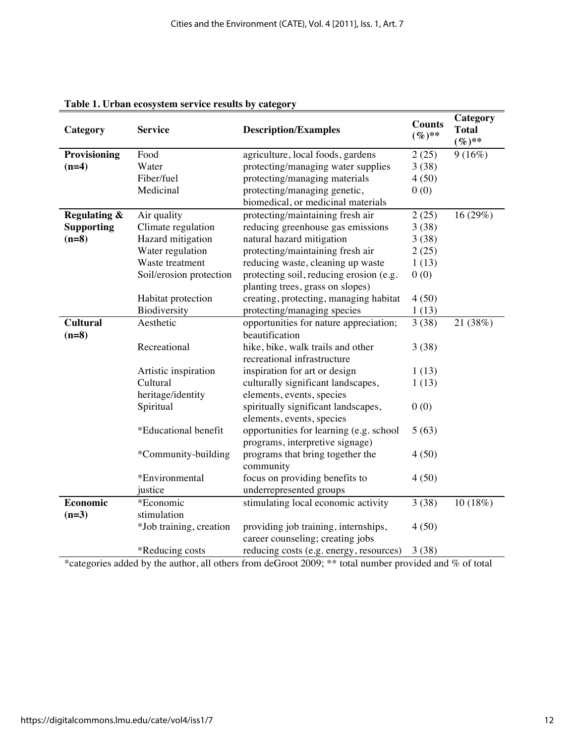**Table 1. Urban ecosystem service results by category**

| Category | Service | Description/Examples | Counts (%)** | Category Total (%)** |
|---|---|---|---|---|
| **Provisioning (n=4)** | Food | agriculture, local foods, gardens | 2 (25) | 9 (16%) |
| | Water | protecting/managing water supplies | 3 (38) | |
| | Fiber/fuel | protecting/managing materials | 4 (50) | |
| | Medicinal | protecting/managing genetic, biomedical, or medicinal materials | 0 (0) | |
| **Regulating & Supporting (n=8)** | Air quality | protecting/maintaining fresh air | 2 (25) | 16 (29%) |
| | Climate regulation | reducing greenhouse gas emissions | 3 (38) | |
| | Hazard mitigation | natural hazard mitigation | 3 (38) | |
| | Water regulation | protecting/maintaining fresh air | 2 (25) | |
| | Waste treatment | reducing waste, cleaning up waste | 1 (13) | |
| | Soil/erosion protection | protecting soil, reducing erosion (e.g. planting trees, grass on slopes) | 0 (0) | |
| | Habitat protection | creating, protecting, managing habitat | 4 (50) | |
| | Biodiversity | protecting/managing species | 1 (13) | |
| **Cultural (n=8)** | Aesthetic | opportunities for nature appreciation; beautification | 3 (38) | 21 (38%) |
| | Recreational | hike, bike, walk trails and other recreational infrastructure | 3 (38) | |
| | Artistic inspiration | inspiration for art or design | 1 (13) | |
| | Cultural heritage/identity | culturally significant landscapes, elements, events, species | 1 (13) | |
| | Spiritual | spiritually significant landscapes, elements, events, species | 0 (0) | |
| | *Educational benefit | opportunities for learning (e.g. school programs, interpretive signage) | 5 (63) | |
| | *Community-building | programs that bring together the community | 4 (50) | |
| | *Environmental justice | focus on providing benefits to underrepresented groups | 4 (50) | |
| **Economic (n=3)** | *Economic stimulation | stimulating local economic activity | 3 (38) | 10 (18%) |
| | *Job training, creation | providing job training, internships, career counseling; creating jobs | 4 (50) | |
| | *Reducing costs | reducing costs (e.g. energy, resources) | 3 (38) | |

*categories added by the author, all others from deGroot 2009; ** total number provided and % of total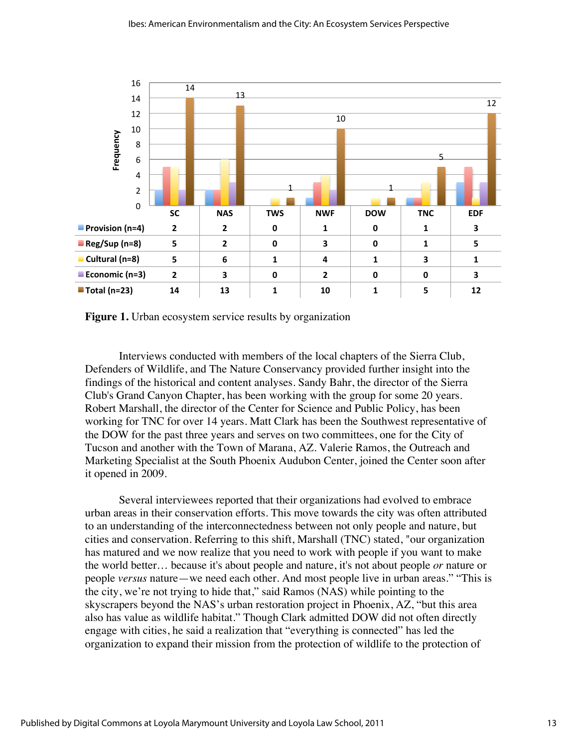| | SC | NAS | TWS | NWF | DOW | TNC | EDF |
|---|---|---|---|---|---|---|---|
| Provision (n=4) | 2 | 2 | 0 | 1 | 0 | 1 | 3 |
| Reg/Sup (n=8) | 5 | 2 | 0 | 3 | 0 | 1 | 5 |
| Cultural (n=8) | 5 | 6 | 1 | 4 | 1 | 3 | 1 |
| Economic (n=3) | 2 | 3 | 0 | 2 | 0 | 0 | 3 |
| Total (n=23) | 14 | 13 | 1 | 10 | 1 | 5 | 12 |

**Figure 1.** Urban ecosystem service results by organization

Interviews conducted with members of the local chapters of the Sierra Club, Defenders of Wildlife, and The Nature Conservancy provided further insight into the findings of the historical and content analyses. Sandy Bahr, the director of the Sierra Club's Grand Canyon Chapter, has been working with the group for some 20 years. Robert Marshall, the director of the Center for Science and Public Policy, has been working for TNC for over 14 years. Matt Clark has been the Southwest representative of the DOW for the past three years and serves on two committees, one for the City of Tucson and another with the Town of Marana, AZ. Valerie Ramos, the Outreach and Marketing Specialist at the South Phoenix Audubon Center, joined the Center soon after it opened in 2009.

Several interviewees reported that their organizations had evolved to embrace urban areas in their conservation efforts. This move towards the city was often attributed to an understanding of the interconnectedness between not only people and nature, but cities and conservation. Referring to this shift, Marshall (TNC) stated, "our organization has matured and we now realize that you need to work with people if you want to make the world better… because it's about people and nature, it's not about people *or* nature or people *versus* nature—we need each other. And most people live in urban areas." "This is the city, we're not trying to hide that," said Ramos (NAS) while pointing to the skyscrapers beyond the NAS's urban restoration project in Phoenix, AZ, "but this area also has value as wildlife habitat." Though Clark admitted DOW did not often directly engage with cities, he said a realization that "everything is connected" has led the organization to expand their mission from the protection of wildlife to the protection of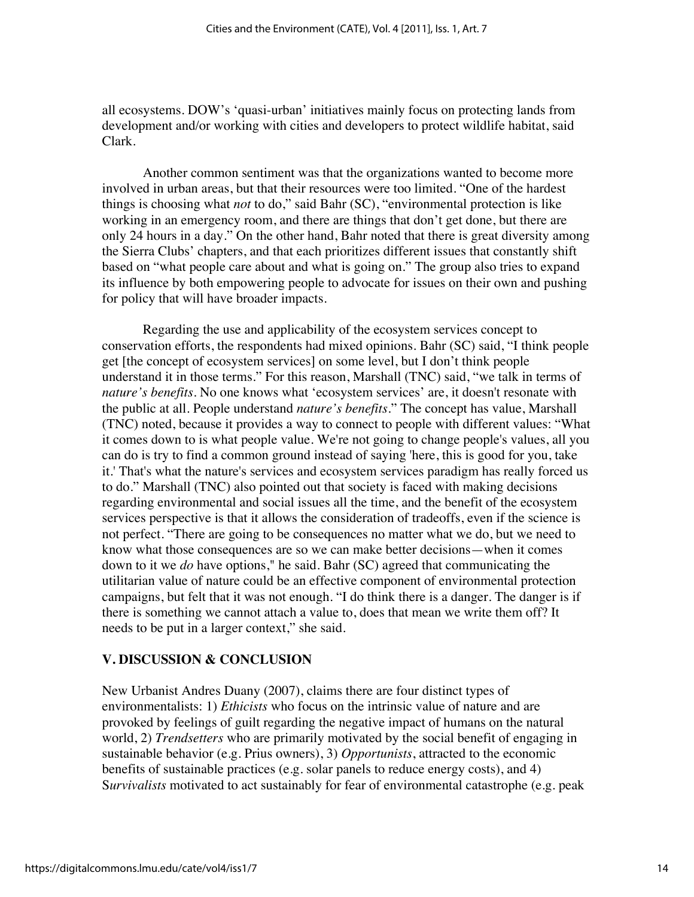all ecosystems. DOW's 'quasi-urban' initiatives mainly focus on protecting lands from development and/or working with cities and developers to protect wildlife habitat, said Clark.

Another common sentiment was that the organizations wanted to become more involved in urban areas, but that their resources were too limited. "One of the hardest things is choosing what *not* to do," said Bahr (SC), "environmental protection is like working in an emergency room, and there are things that don't get done, but there are only 24 hours in a day." On the other hand, Bahr noted that there is great diversity among the Sierra Clubs' chapters, and that each prioritizes different issues that constantly shift based on "what people care about and what is going on." The group also tries to expand its influence by both empowering people to advocate for issues on their own and pushing for policy that will have broader impacts.

Regarding the use and applicability of the ecosystem services concept to conservation efforts, the respondents had mixed opinions. Bahr (SC) said, "I think people get [the concept of ecosystem services] on some level, but I don't think people understand it in those terms." For this reason, Marshall (TNC) said, "we talk in terms of *nature's benefits*. No one knows what 'ecosystem services' are, it doesn't resonate with the public at all. People understand *nature's benefits*." The concept has value, Marshall (TNC) noted, because it provides a way to connect to people with different values: "What it comes down to is what people value. We're not going to change people's values, all you can do is try to find a common ground instead of saying 'here, this is good for you, take it.' That's what the nature's services and ecosystem services paradigm has really forced us to do." Marshall (TNC) also pointed out that society is faced with making decisions regarding environmental and social issues all the time, and the benefit of the ecosystem services perspective is that it allows the consideration of tradeoffs, even if the science is not perfect. "There are going to be consequences no matter what we do, but we need to know what those consequences are so we can make better decisions—when it comes down to it we *do* have options," he said. Bahr (SC) agreed that communicating the utilitarian value of nature could be an effective component of environmental protection campaigns, but felt that it was not enough. "I do think there is a danger. The danger is if there is something we cannot attach a value to, does that mean we write them off? It needs to be put in a larger context," she said.

## V. DISCUSSION & CONCLUSION

New Urbanist Andres Duany (2007), claims there are four distinct types of environmentalists: 1) *Ethicists* who focus on the intrinsic value of nature and are provoked by feelings of guilt regarding the negative impact of humans on the natural world, 2) *Trendsetters* who are primarily motivated by the social benefit of engaging in sustainable behavior (e.g. Prius owners), 3) *Opportunists*, attracted to the economic benefits of sustainable practices (e.g. solar panels to reduce energy costs), and 4) *Survivalists* motivated to act sustainably for fear of environmental catastrophe (e.g. peak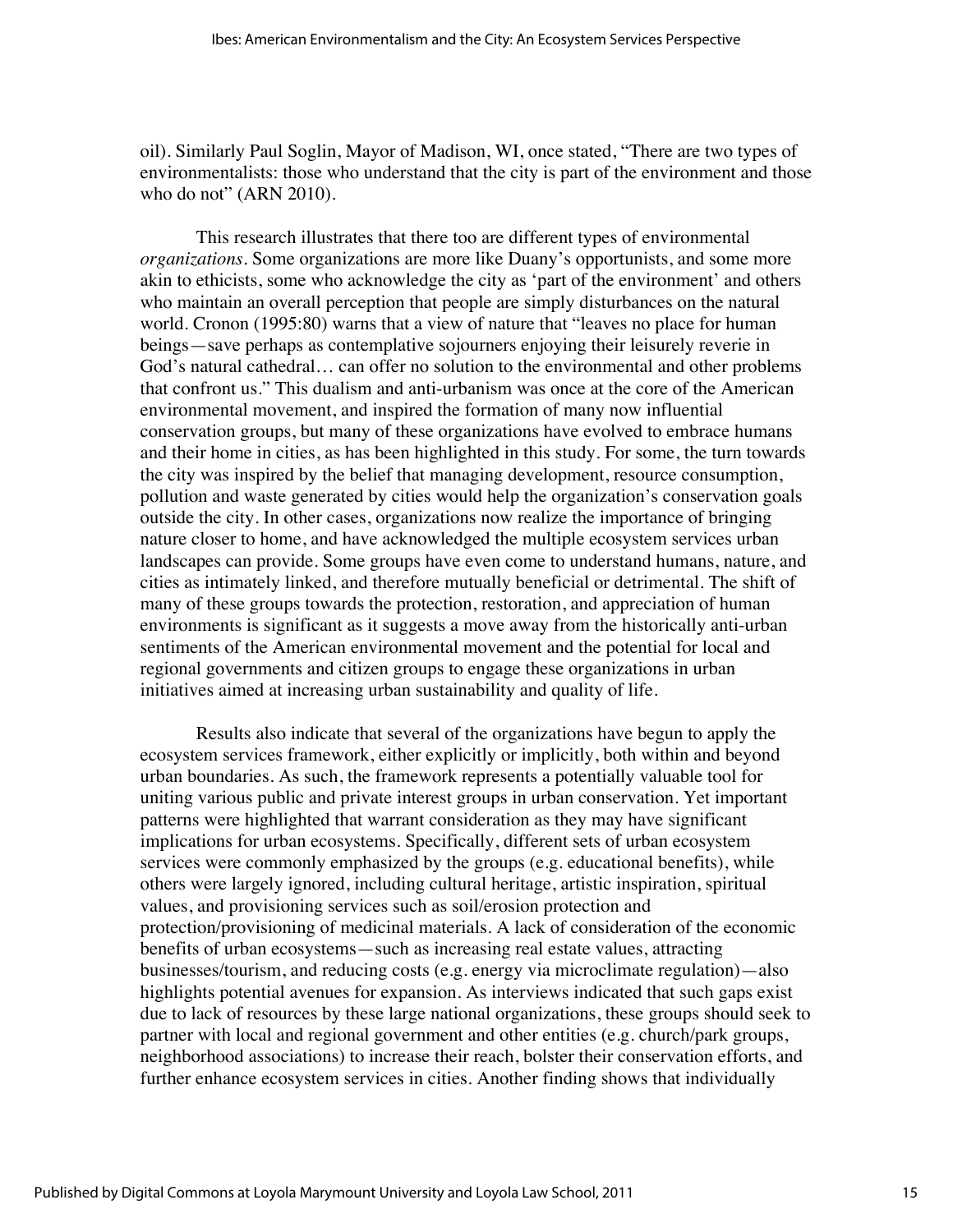oil). Similarly Paul Soglin, Mayor of Madison, WI, once stated, "There are two types of environmentalists: those who understand that the city is part of the environment and those who do not" (ARN 2010).

This research illustrates that there too are different types of environmental *organizations*. Some organizations are more like Duany's opportunists, and some more akin to ethicists, some who acknowledge the city as 'part of the environment' and others who maintain an overall perception that people are simply disturbances on the natural world. Cronon (1995:80) warns that a view of nature that "leaves no place for human beings—save perhaps as contemplative sojourners enjoying their leisurely reverie in God's natural cathedral… can offer no solution to the environmental and other problems that confront us." This dualism and anti-urbanism was once at the core of the American environmental movement, and inspired the formation of many now influential conservation groups, but many of these organizations have evolved to embrace humans and their home in cities, as has been highlighted in this study. For some, the turn towards the city was inspired by the belief that managing development, resource consumption, pollution and waste generated by cities would help the organization's conservation goals outside the city. In other cases, organizations now realize the importance of bringing nature closer to home, and have acknowledged the multiple ecosystem services urban landscapes can provide. Some groups have even come to understand humans, nature, and cities as intimately linked, and therefore mutually beneficial or detrimental. The shift of many of these groups towards the protection, restoration, and appreciation of human environments is significant as it suggests a move away from the historically anti-urban sentiments of the American environmental movement and the potential for local and regional governments and citizen groups to engage these organizations in urban initiatives aimed at increasing urban sustainability and quality of life.

Results also indicate that several of the organizations have begun to apply the ecosystem services framework, either explicitly or implicitly, both within and beyond urban boundaries. As such, the framework represents a potentially valuable tool for uniting various public and private interest groups in urban conservation. Yet important patterns were highlighted that warrant consideration as they may have significant implications for urban ecosystems. Specifically, different sets of urban ecosystem services were commonly emphasized by the groups (e.g. educational benefits), while others were largely ignored, including cultural heritage, artistic inspiration, spiritual values, and provisioning services such as soil/erosion protection and protection/provisioning of medicinal materials. A lack of consideration of the economic benefits of urban ecosystems—such as increasing real estate values, attracting businesses/tourism, and reducing costs (e.g. energy via microclimate regulation)—also highlights potential avenues for expansion. As interviews indicated that such gaps exist due to lack of resources by these large national organizations, these groups should seek to partner with local and regional government and other entities (e.g. church/park groups, neighborhood associations) to increase their reach, bolster their conservation efforts, and further enhance ecosystem services in cities. Another finding shows that individually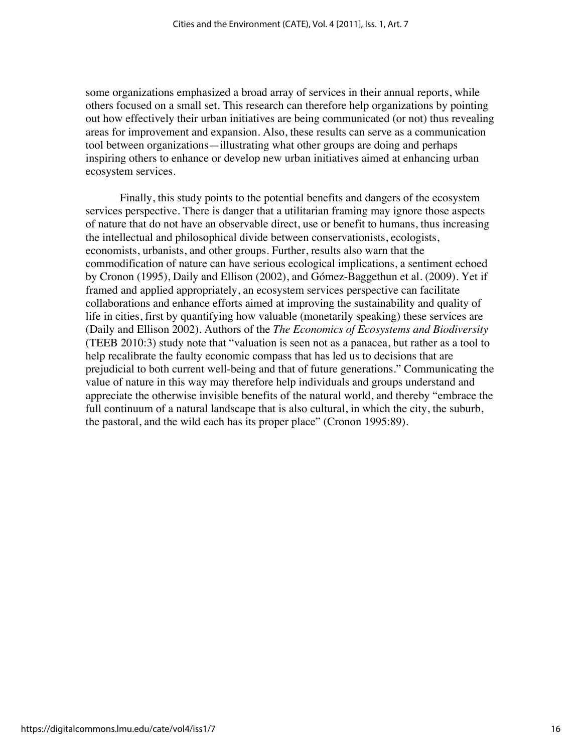some organizations emphasized a broad array of services in their annual reports, while others focused on a small set. This research can therefore help organizations by pointing out how effectively their urban initiatives are being communicated (or not) thus revealing areas for improvement and expansion. Also, these results can serve as a communication tool between organizations—illustrating what other groups are doing and perhaps inspiring others to enhance or develop new urban initiatives aimed at enhancing urban ecosystem services.

Finally, this study points to the potential benefits and dangers of the ecosystem services perspective. There is danger that a utilitarian framing may ignore those aspects of nature that do not have an observable direct, use or benefit to humans, thus increasing the intellectual and philosophical divide between conservationists, ecologists, economists, urbanists, and other groups. Further, results also warn that the commodification of nature can have serious ecological implications, a sentiment echoed by Cronon (1995), Daily and Ellison (2002), and Gómez-Baggethun et al. (2009). Yet if framed and applied appropriately, an ecosystem services perspective can facilitate collaborations and enhance efforts aimed at improving the sustainability and quality of life in cities, first by quantifying how valuable (monetarily speaking) these services are (Daily and Ellison 2002). Authors of the *The Economics of Ecosystems and Biodiversity* (TEEB 2010:3) study note that "valuation is seen not as a panacea, but rather as a tool to help recalibrate the faulty economic compass that has led us to decisions that are prejudicial to both current well-being and that of future generations." Communicating the value of nature in this way may therefore help individuals and groups understand and appreciate the otherwise invisible benefits of the natural world, and thereby "embrace the full continuum of a natural landscape that is also cultural, in which the city, the suburb, the pastoral, and the wild each has its proper place" (Cronon 1995:89).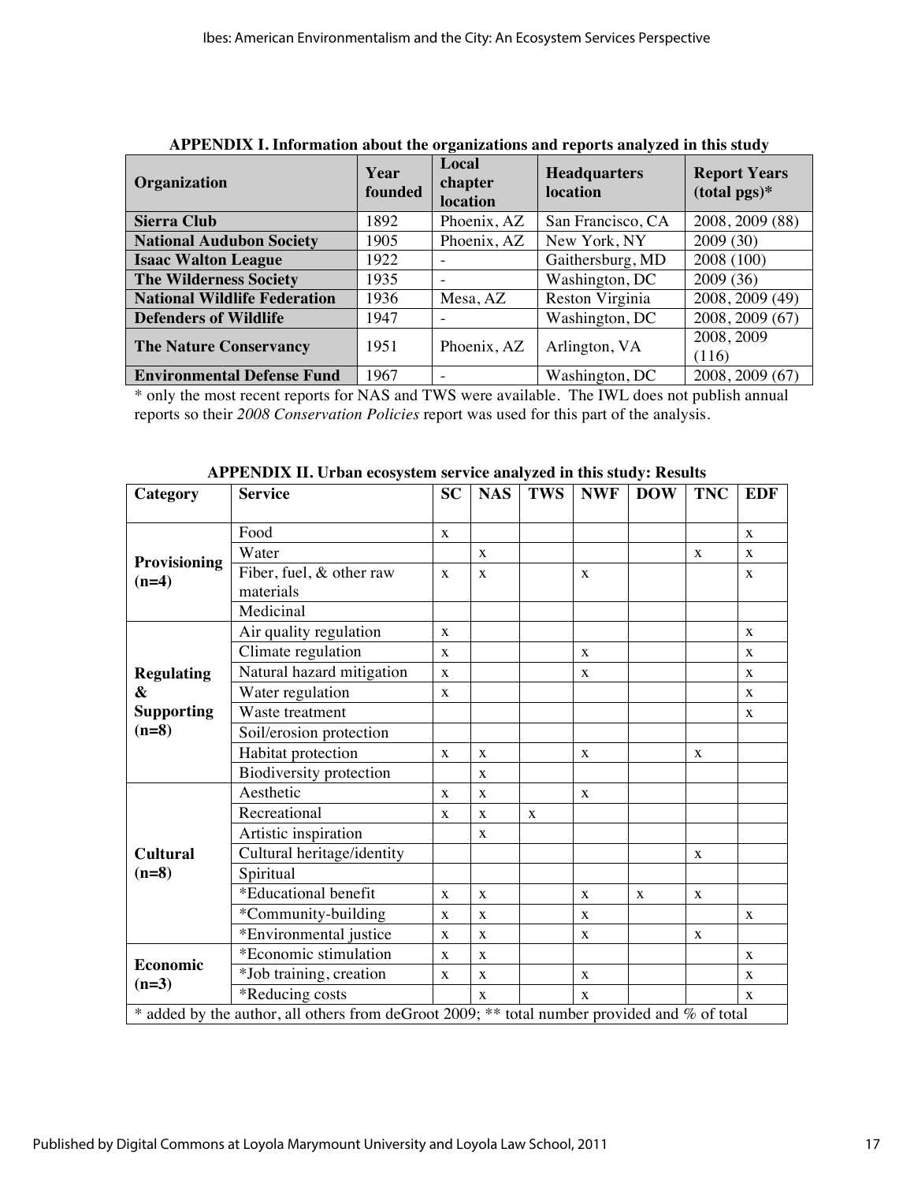**APPENDIX I. Information about the organizations and reports analyzed in this study**

| Organization | Year founded | Local chapter location | Headquarters location | Report Years (total pgs)* |
|---|---|---|---|---|
| **Sierra Club** | 1892 | Phoenix, AZ | San Francisco, CA | 2008, 2009 (88) |
| **National Audubon Society** | 1905 | Phoenix, AZ | New York, NY | 2009 (30) |
| **Isaac Walton League** | 1922 | - | Gaithersburg, MD | 2008 (100) |
| **The Wilderness Society** | 1935 | - | Washington, DC | 2009 (36) |
| **National Wildlife Federation** | 1936 | Mesa, AZ | Reston Virginia | 2008, 2009 (49) |
| **Defenders of Wildlife** | 1947 | - | Washington, DC | 2008, 2009 (67) |
| **The Nature Conservancy** | 1951 | Phoenix, AZ | Arlington, VA | 2008, 2009 (116) |
| **Environmental Defense Fund** | 1967 | - | Washington, DC | 2008, 2009 (67) |

* only the most recent reports for NAS and TWS were available. The IWL does not publish annual reports so their *2008 Conservation Policies* report was used for this part of the analysis.

**APPENDIX II. Urban ecosystem service analyzed in this study: Results**

| Category | Service | SC | NAS | TWS | NWF | DOW | TNC | EDF |
|---|---|---|---|---|---|---|---|---|
| **Provisioning (n=4)** | Food | x | | | | | | x |
| | Water | | x | | | | x | x |
| | Fiber, fuel, & other raw materials | x | x | | x | | | x |
| | Medicinal | | | | | | | |
| **Regulating & Supporting (n=8)** | Air quality regulation | x | | | | | | x |
| | Climate regulation | x | | | x | | | x |
| | Natural hazard mitigation | x | | | x | | | x |
| | Water regulation | x | | | | | | x |
| | Waste treatment | | | | | | | x |
| | Soil/erosion protection | | | | | | | |
| | Habitat protection | x | x | | x | | x | |
| | Biodiversity protection | | x | | | | | |
| **Cultural (n=8)** | Aesthetic | x | x | | x | | | |
| | Recreational | x | x | x | | | | |
| | Artistic inspiration | | x | | | | | |
| | Cultural heritage/identity | | | | | | x | |
| | Spiritual | | | | | | | |
| | *Educational benefit | x | x | | x | x | x | |
| | *Community-building | x | x | | x | | | x |
| | *Environmental justice | x | x | | x | | x | |
| **Economic (n=3)** | *Economic stimulation | x | x | | | | | x |
| | *Job training, creation | x | x | | x | | | x |
| | *Reducing costs | | x | | x | | | x |

* added by the author, all others from deGroot 2009; ** total number provided and % of total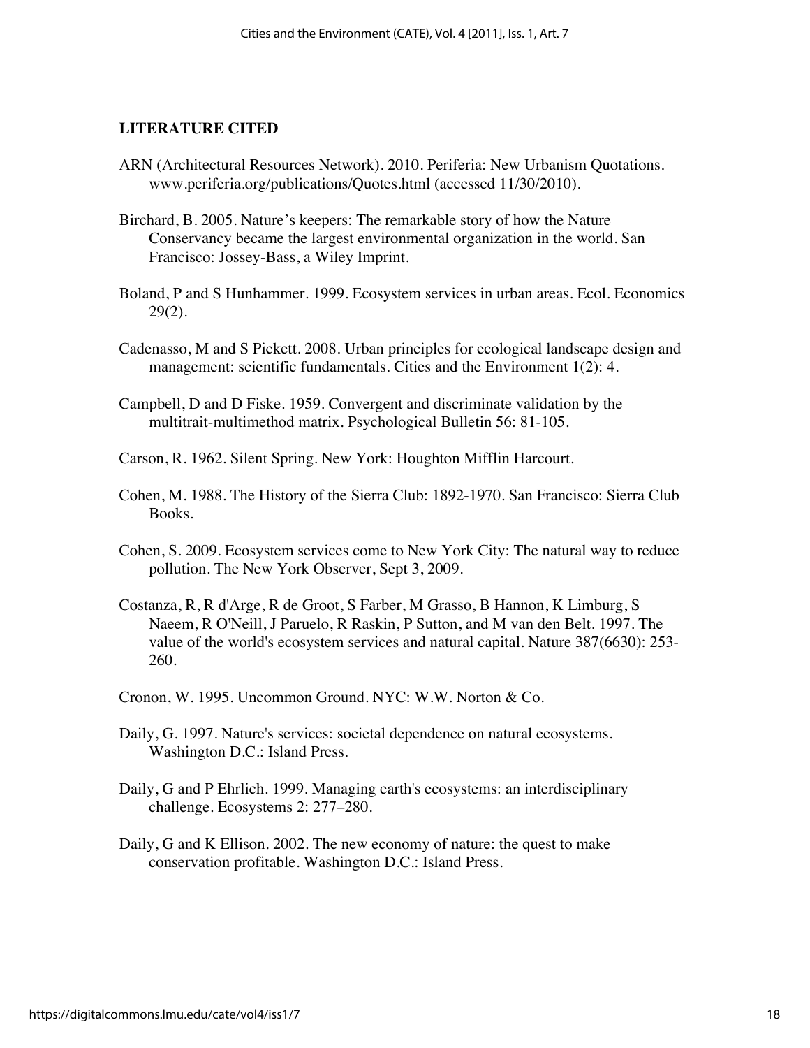## LITERATURE CITED

ARN (Architectural Resources Network). 2010. Periferia: New Urbanism Quotations. www.periferia.org/publications/Quotes.html (accessed 11/30/2010).

Birchard, B. 2005. Nature's keepers: The remarkable story of how the Nature Conservancy became the largest environmental organization in the world. San Francisco: Jossey-Bass, a Wiley Imprint.

Boland, P and S Hunhammer. 1999. Ecosystem services in urban areas. Ecol. Economics 29(2).

Cadenasso, M and S Pickett. 2008. Urban principles for ecological landscape design and management: scientific fundamentals. Cities and the Environment 1(2): 4.

Campbell, D and D Fiske. 1959. Convergent and discriminate validation by the multitrait-multimethod matrix. Psychological Bulletin 56: 81-105.

Carson, R. 1962. Silent Spring. New York: Houghton Mifflin Harcourt.

Cohen, M. 1988. The History of the Sierra Club: 1892-1970. San Francisco: Sierra Club Books.

Cohen, S. 2009. Ecosystem services come to New York City: The natural way to reduce pollution. The New York Observer, Sept 3, 2009.

Costanza, R, R d'Arge, R de Groot, S Farber, M Grasso, B Hannon, K Limburg, S Naeem, R O'Neill, J Paruelo, R Raskin, P Sutton, and M van den Belt. 1997. The value of the world's ecosystem services and natural capital. Nature 387(6630): 253-260.

Cronon, W. 1995. Uncommon Ground. NYC: W.W. Norton & Co.

Daily, G. 1997. Nature's services: societal dependence on natural ecosystems. Washington D.C.: Island Press.

Daily, G and P Ehrlich. 1999. Managing earth's ecosystems: an interdisciplinary challenge. Ecosystems 2: 277–280.

Daily, G and K Ellison. 2002. The new economy of nature: the quest to make conservation profitable. Washington D.C.: Island Press.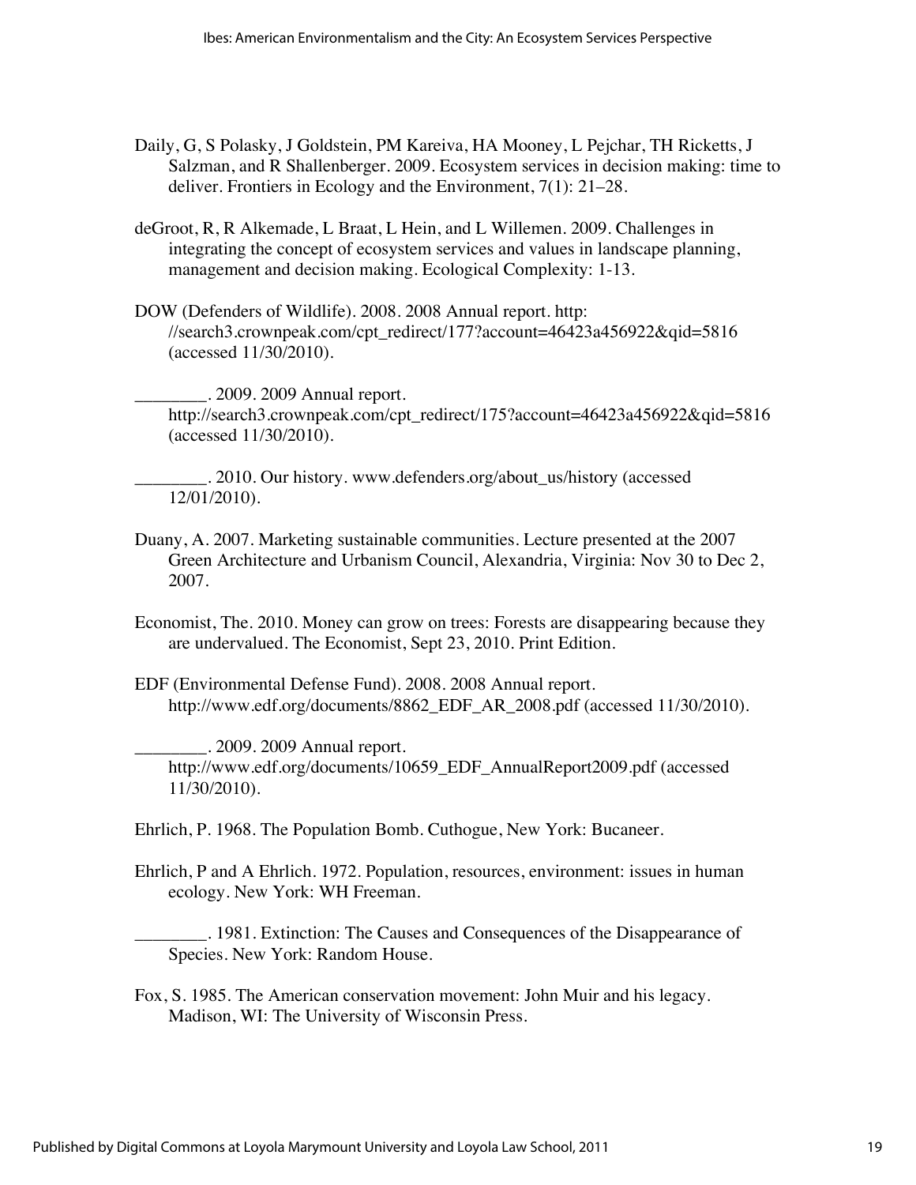Daily, G, S Polasky, J Goldstein, PM Kareiva, HA Mooney, L Pejchar, TH Ricketts, J Salzman, and R Shallenberger. 2009. Ecosystem services in decision making: time to deliver. Frontiers in Ecology and the Environment, 7(1): 21–28.

deGroot, R, R Alkemade, L Braat, L Hein, and L Willemen. 2009. Challenges in integrating the concept of ecosystem services and values in landscape planning, management and decision making. Ecological Complexity: 1-13.

DOW (Defenders of Wildlife). 2008. 2008 Annual report. http: //search3.crownpeak.com/cpt_redirect/177?account=46423a456922&qid=5816 (accessed 11/30/2010).

________. 2009. 2009 Annual report. http://search3.crownpeak.com/cpt_redirect/175?account=46423a456922&qid=5816 (accessed 11/30/2010).

________. 2010. Our history. www.defenders.org/about_us/history (accessed 12/01/2010).

Duany, A. 2007. Marketing sustainable communities. Lecture presented at the 2007 Green Architecture and Urbanism Council, Alexandria, Virginia: Nov 30 to Dec 2, 2007.

Economist, The. 2010. Money can grow on trees: Forests are disappearing because they are undervalued. The Economist, Sept 23, 2010. Print Edition.

EDF (Environmental Defense Fund). 2008. 2008 Annual report. http://www.edf.org/documents/8862_EDF_AR_2008.pdf (accessed 11/30/2010).

________. 2009. 2009 Annual report. http://www.edf.org/documents/10659_EDF_AnnualReport2009.pdf (accessed 11/30/2010).

Ehrlich, P. 1968. The Population Bomb. Cuthogue, New York: Bucaneer.

Ehrlich, P and A Ehrlich. 1972. Population, resources, environment: issues in human ecology. New York: WH Freeman.

________. 1981. Extinction: The Causes and Consequences of the Disappearance of Species. New York: Random House.

Fox, S. 1985. The American conservation movement: John Muir and his legacy. Madison, WI: The University of Wisconsin Press.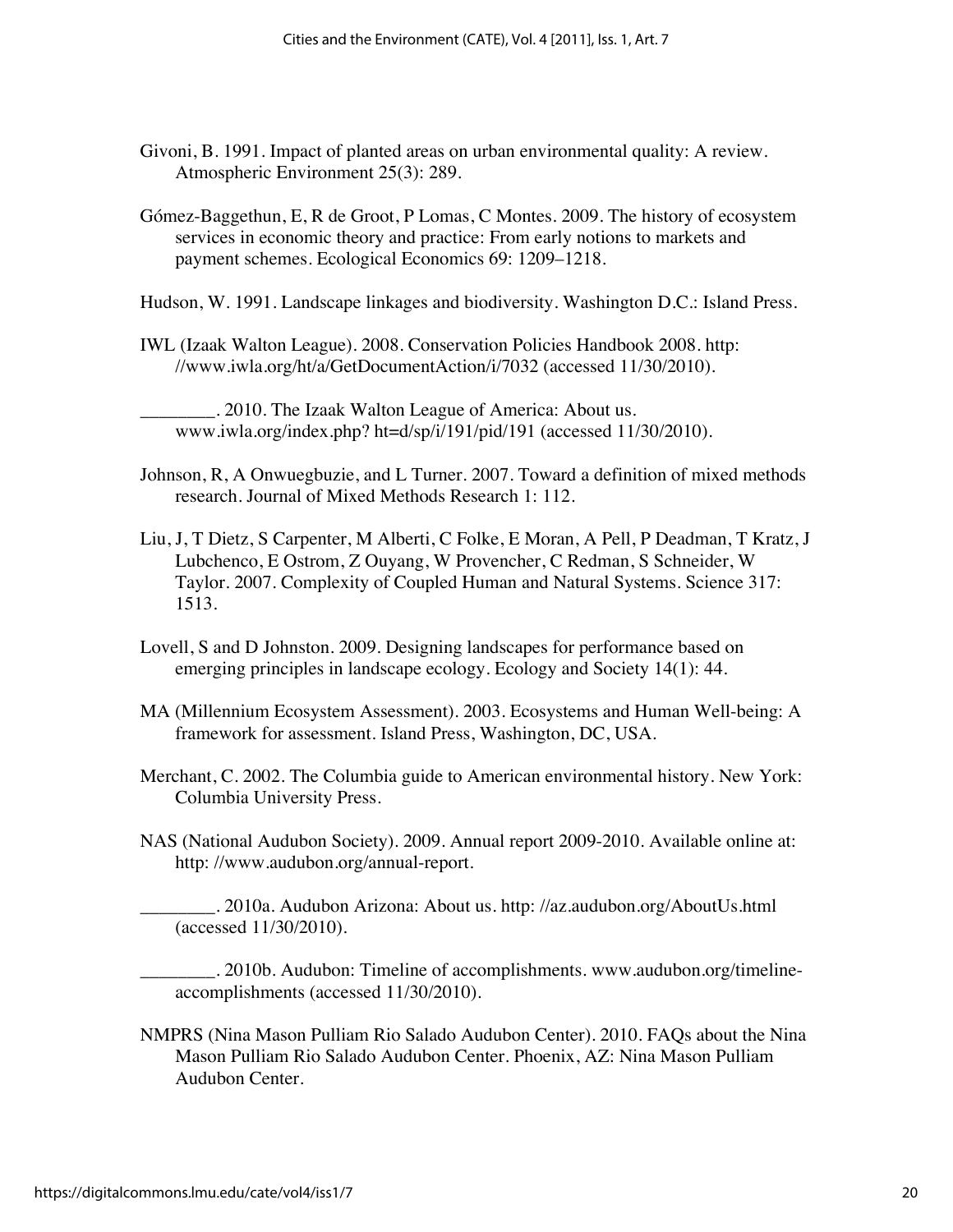Givoni, B. 1991. Impact of planted areas on urban environmental quality: A review. Atmospheric Environment 25(3): 289.

Gómez-Baggethun, E, R de Groot, P Lomas, C Montes. 2009. The history of ecosystem services in economic theory and practice: From early notions to markets and payment schemes. Ecological Economics 69: 1209–1218.

Hudson, W. 1991. Landscape linkages and biodiversity. Washington D.C.: Island Press.

IWL (Izaak Walton League). 2008. Conservation Policies Handbook 2008. http: //www.iwla.org/ht/a/GetDocumentAction/i/7032 (accessed 11/30/2010).

________. 2010. The Izaak Walton League of America: About us. www.iwla.org/index.php? ht=d/sp/i/191/pid/191 (accessed 11/30/2010).

Johnson, R, A Onwuegbuzie, and L Turner. 2007. Toward a definition of mixed methods research. Journal of Mixed Methods Research 1: 112.

Liu, J, T Dietz, S Carpenter, M Alberti, C Folke, E Moran, A Pell, P Deadman, T Kratz, J Lubchenco, E Ostrom, Z Ouyang, W Provencher, C Redman, S Schneider, W Taylor. 2007. Complexity of Coupled Human and Natural Systems. Science 317: 1513.

Lovell, S and D Johnston. 2009. Designing landscapes for performance based on emerging principles in landscape ecology. Ecology and Society 14(1): 44.

MA (Millennium Ecosystem Assessment). 2003. Ecosystems and Human Well-being: A framework for assessment. Island Press, Washington, DC, USA.

Merchant, C. 2002. The Columbia guide to American environmental history. New York: Columbia University Press.

NAS (National Audubon Society). 2009. Annual report 2009-2010. Available online at: http: //www.audubon.org/annual-report.

________. 2010a. Audubon Arizona: About us. http: //az.audubon.org/AboutUs.html (accessed 11/30/2010).

________. 2010b. Audubon: Timeline of accomplishments. www.audubon.org/timeline-accomplishments (accessed 11/30/2010).

NMPRS (Nina Mason Pulliam Rio Salado Audubon Center). 2010. FAQs about the Nina Mason Pulliam Rio Salado Audubon Center. Phoenix, AZ: Nina Mason Pulliam Audubon Center.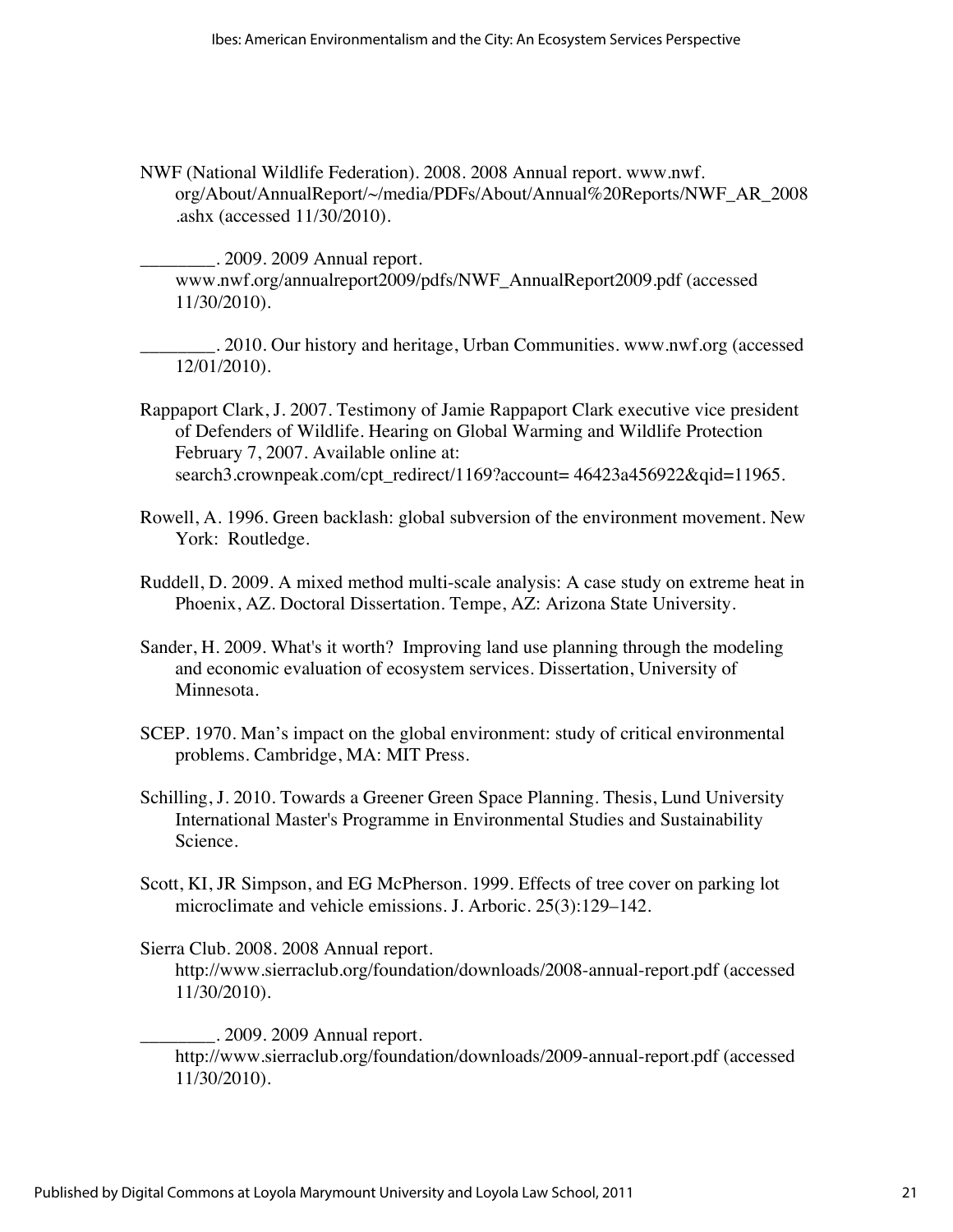NWF (National Wildlife Federation). 2008. 2008 Annual report. www.nwf.org/About/AnnualReport/~/media/PDFs/About/Annual%20Reports/NWF_AR_2008.ashx (accessed 11/30/2010).

________. 2009. 2009 Annual report. www.nwf.org/annualreport2009/pdfs/NWF_AnnualReport2009.pdf (accessed 11/30/2010).

________. 2010. Our history and heritage, Urban Communities. www.nwf.org (accessed 12/01/2010).

Rappaport Clark, J. 2007. Testimony of Jamie Rappaport Clark executive vice president of Defenders of Wildlife. Hearing on Global Warming and Wildlife Protection February 7, 2007. Available online at: search3.crownpeak.com/cpt_redirect/1169?account= 46423a456922&qid=11965.

Rowell, A. 1996. Green backlash: global subversion of the environment movement. New York: Routledge.

Ruddell, D. 2009. A mixed method multi-scale analysis: A case study on extreme heat in Phoenix, AZ. Doctoral Dissertation. Tempe, AZ: Arizona State University.

Sander, H. 2009. What's it worth? Improving land use planning through the modeling and economic evaluation of ecosystem services. Dissertation, University of Minnesota.

SCEP. 1970. Man's impact on the global environment: study of critical environmental problems. Cambridge, MA: MIT Press.

Schilling, J. 2010. Towards a Greener Green Space Planning. Thesis, Lund University International Master's Programme in Environmental Studies and Sustainability Science.

Scott, KI, JR Simpson, and EG McPherson. 1999. Effects of tree cover on parking lot microclimate and vehicle emissions. J. Arboric. 25(3):129–142.

Sierra Club. 2008. 2008 Annual report. http://www.sierraclub.org/foundation/downloads/2008-annual-report.pdf (accessed 11/30/2010).

________. 2009. 2009 Annual report. http://www.sierraclub.org/foundation/downloads/2009-annual-report.pdf (accessed 11/30/2010).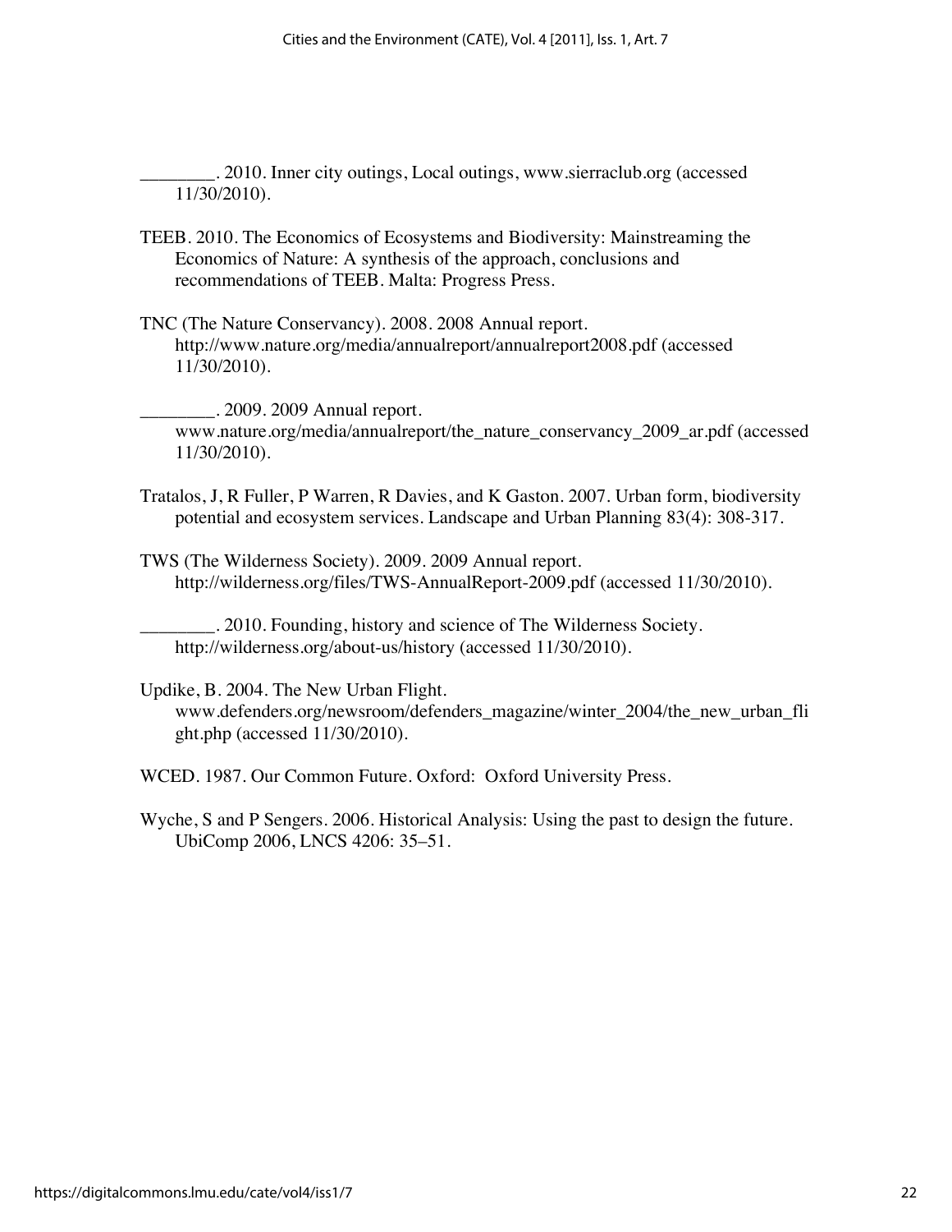________. 2010. Inner city outings, Local outings, www.sierraclub.org (accessed 11/30/2010).

TEEB. 2010. The Economics of Ecosystems and Biodiversity: Mainstreaming the Economics of Nature: A synthesis of the approach, conclusions and recommendations of TEEB. Malta: Progress Press.

TNC (The Nature Conservancy). 2008. 2008 Annual report. http://www.nature.org/media/annualreport/annualreport2008.pdf (accessed 11/30/2010).

________. 2009. 2009 Annual report. www.nature.org/media/annualreport/the_nature_conservancy_2009_ar.pdf (accessed 11/30/2010).

Tratalos, J, R Fuller, P Warren, R Davies, and K Gaston. 2007. Urban form, biodiversity potential and ecosystem services. Landscape and Urban Planning 83(4): 308-317.

TWS (The Wilderness Society). 2009. 2009 Annual report. http://wilderness.org/files/TWS-AnnualReport-2009.pdf (accessed 11/30/2010).

________. 2010. Founding, history and science of The Wilderness Society. http://wilderness.org/about-us/history (accessed 11/30/2010).

Updike, B. 2004. The New Urban Flight. www.defenders.org/newsroom/defenders_magazine/winter_2004/the_new_urban_flight.php (accessed 11/30/2010).

WCED. 1987. Our Common Future. Oxford: Oxford University Press.

Wyche, S and P Sengers. 2006. Historical Analysis: Using the past to design the future. UbiComp 2006, LNCS 4206: 35–51.